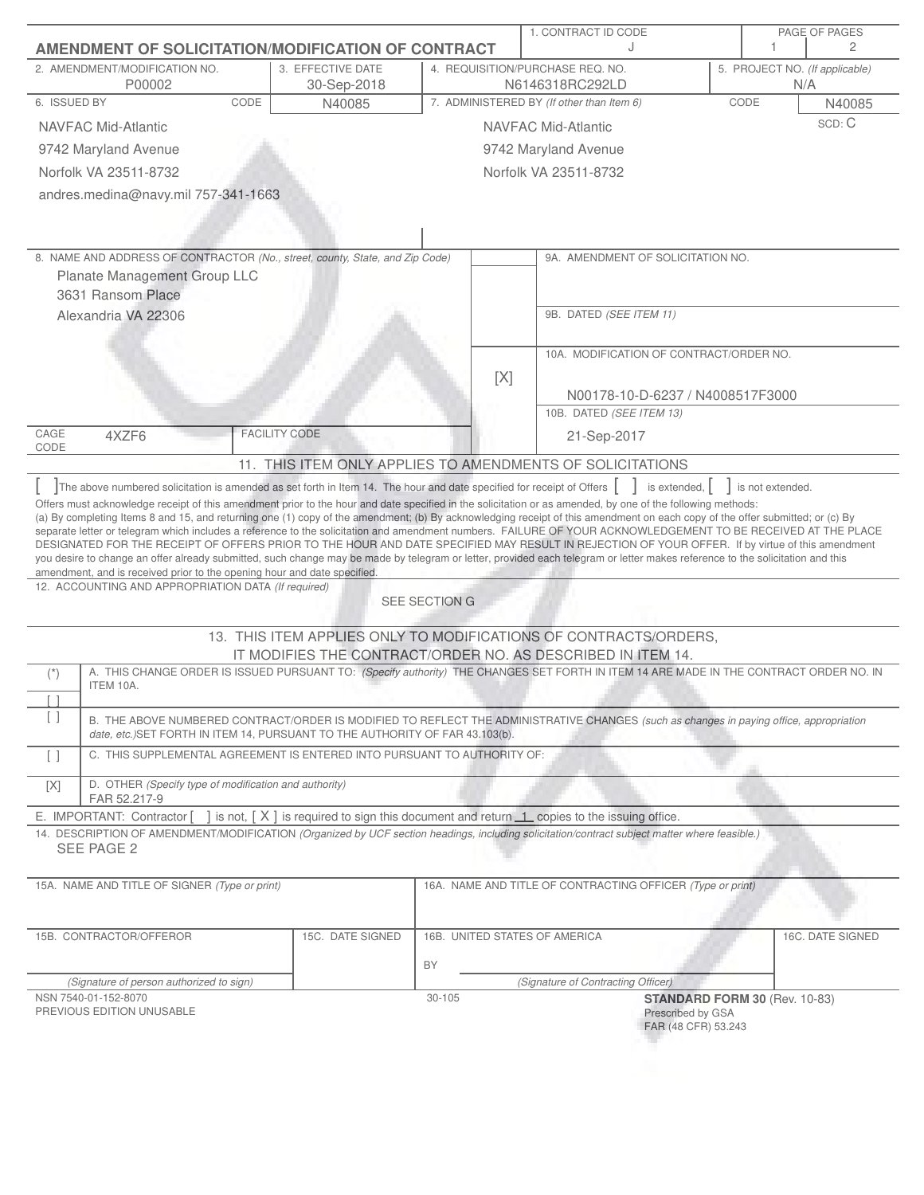# AMENDMENT OF SOLICITATION/MODIFICATION OF CONTRACT

| 1. CONTRACT ID CODE | PAGE OF PAGES |
|---|---|
| J | 1 / 2 |

| 2. AMENDMENT/MODIFICATION NO. | 3. EFFECTIVE DATE | 4. REQUISITION/PURCHASE REQ. NO. | 5. PROJECT NO. (If applicable) |
|---|---|---|---|
| P00002 | 30-Sep-2018 | N6146318RC292LD | N/A |

| 6. ISSUED BY | CODE | 7. ADMINISTERED BY (If other than Item 6) | CODE |
|---|---|---|---|
| NAVFAC Mid-Atlantic<br>9742 Maryland Avenue<br>Norfolk VA 23511-8732<br>andres.medina@navy.mil 757-341-1663 | N40085 | NAVFAC Mid-Atlantic<br>9742 Maryland Avenue<br>Norfolk VA 23511-8732 | N40085<br>SCD: C |

**8. NAME AND ADDRESS OF CONTRACTOR** *(No., street, county, State, and Zip Code)*

Planate Management Group LLC
3631 Ransom Place
Alexandria VA 22306

CAGE CODE: 4XZF6 | FACILITY CODE:

9A. AMENDMENT OF SOLICITATION NO.

9B. DATED *(SEE ITEM 11)*

[X] 10A. MODIFICATION OF CONTRACT/ORDER NO.
N00178-10-D-6237 / N4008517F3000

10B. DATED *(SEE ITEM 13)*
21-Sep-2017

## 11. THIS ITEM ONLY APPLIES TO AMENDMENTS OF SOLICITATIONS

[ ] The above numbered solicitation is amended as set forth in Item 14. The hour and date specified for receipt of Offers [ ] is extended, [ ] is not extended.

Offers must acknowledge receipt of this amendment prior to the hour and date specified in the solicitation or as amended, by one of the following methods: (a) By completing Items 8 and 15, and returning one (1) copy of the amendment; (b) By acknowledging receipt of this amendment on each copy of the offer submitted; or (c) By separate letter or telegram which includes a reference to the solicitation and amendment numbers. FAILURE OF YOUR ACKNOWLEDGEMENT TO BE RECEIVED AT THE PLACE DESIGNATED FOR THE RECEIPT OF OFFERS PRIOR TO THE HOUR AND DATE SPECIFIED MAY RESULT IN REJECTION OF YOUR OFFER. If by virtue of this amendment you desire to change an offer already submitted, such change may be made by telegram or letter, provided each telegram or letter makes reference to the solicitation and this amendment, and is received prior to the opening hour and date specified.

12. ACCOUNTING AND APPROPRIATION DATA *(If required)*

SEE SECTION G

## 13. THIS ITEM APPLIES ONLY TO MODIFICATIONS OF CONTRACTS/ORDERS, IT MODIFIES THE CONTRACT/ORDER NO. AS DESCRIBED IN ITEM 14.

(*) A. THIS CHANGE ORDER IS ISSUED PURSUANT TO: *(Specify authority)* THE CHANGES SET FORTH IN ITEM 14 ARE MADE IN THE CONTRACT ORDER NO. IN ITEM 10A.

[ ]

[ ] B. THE ABOVE NUMBERED CONTRACT/ORDER IS MODIFIED TO REFLECT THE ADMINISTRATIVE CHANGES *(such as changes in paying office, appropriation date, etc.)* SET FORTH IN ITEM 14, PURSUANT TO THE AUTHORITY OF FAR 43.103(b).

[ ] C. THIS SUPPLEMENTAL AGREEMENT IS ENTERED INTO PURSUANT TO AUTHORITY OF:

[X] D. OTHER *(Specify type of modification and authority)*
FAR 52.217-9

E. IMPORTANT: Contractor [ ] is not, [ X ] is required to sign this document and return 1 copies to the issuing office.

14. DESCRIPTION OF AMENDMENT/MODIFICATION *(Organized by UCF section headings, including solicitation/contract subject matter where feasible.)*

SEE PAGE 2

| 15A. NAME AND TITLE OF SIGNER (Type or print) | | 16A. NAME AND TITLE OF CONTRACTING OFFICER (Type or print) | |
|---|---|---|---|
| | | | |
| 15B. CONTRACTOR/OFFEROR | 15C. DATE SIGNED | 16B. UNITED STATES OF AMERICA | 16C. DATE SIGNED |
| (Signature of person authorized to sign) | | BY (Signature of Contracting Officer) | |

NSN 7540-01-152-8070
PREVIOUS EDITION UNUSABLE

30-105

**STANDARD FORM 30** (Rev. 10-83)
Prescribed by GSA
FAR (48 CFR) 53.243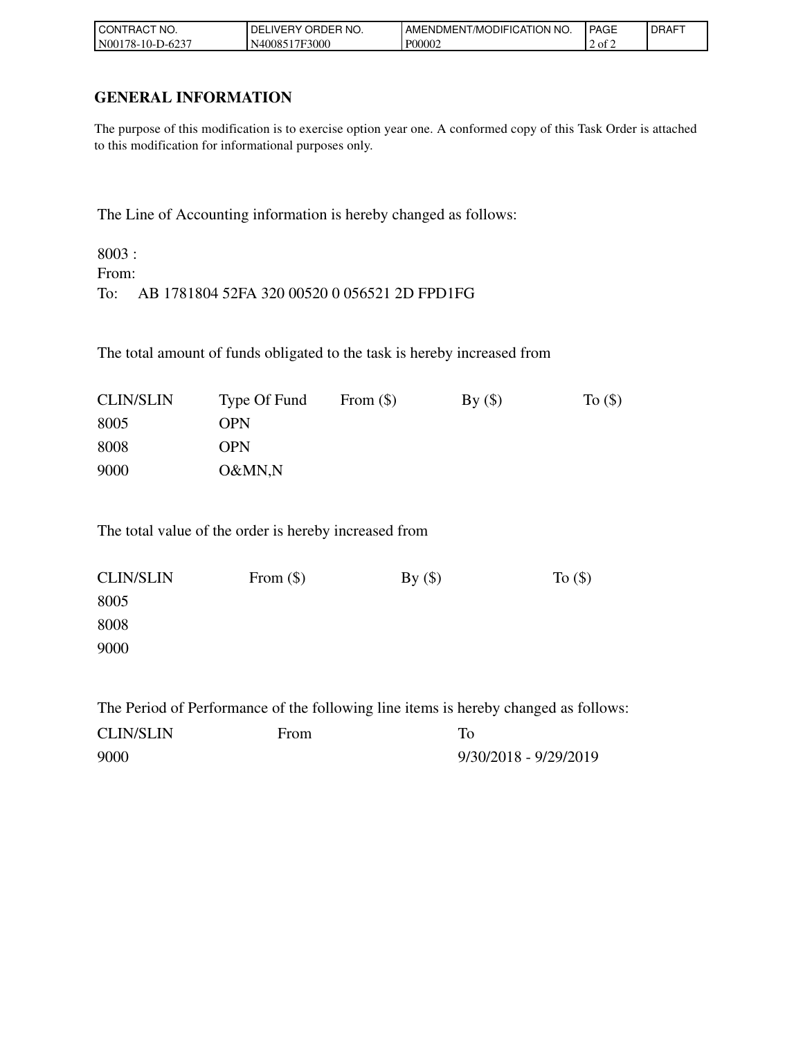| CONTRACT NO. | DELIVERY ORDER NO. | AMENDMENT/MODIFICATION NO. | PAGE | DRAFT |
|---|---|---|---|---|
| N00178-10-D-6237 | N4008517F3000 | P00002 | 2 of 2 | |

## GENERAL INFORMATION

The purpose of this modification is to exercise option year one. A conformed copy of this Task Order is attached to this modification for informational purposes only.

The Line of Accounting information is hereby changed as follows:

8003 :
From:
To: AB 1781804 52FA 320 00520 0 056521 2D FPD1FG

The total amount of funds obligated to the task is hereby increased from

| CLIN/SLIN | Type Of Fund | From ($) | By ($) | To ($) |
|---|---|---|---|---|
| 8005 | OPN | | | |
| 8008 | OPN | | | |
| 9000 | O&MN,N | | | |

The total value of the order is hereby increased from

| CLIN/SLIN | From ($) | By ($) | To ($) |
|---|---|---|---|
| 8005 | | | |
| 8008 | | | |
| 9000 | | | |

The Period of Performance of the following line items is hereby changed as follows:

| CLIN/SLIN | From | To |
|---|---|---|
| 9000 | | 9/30/2018 - 9/29/2019 |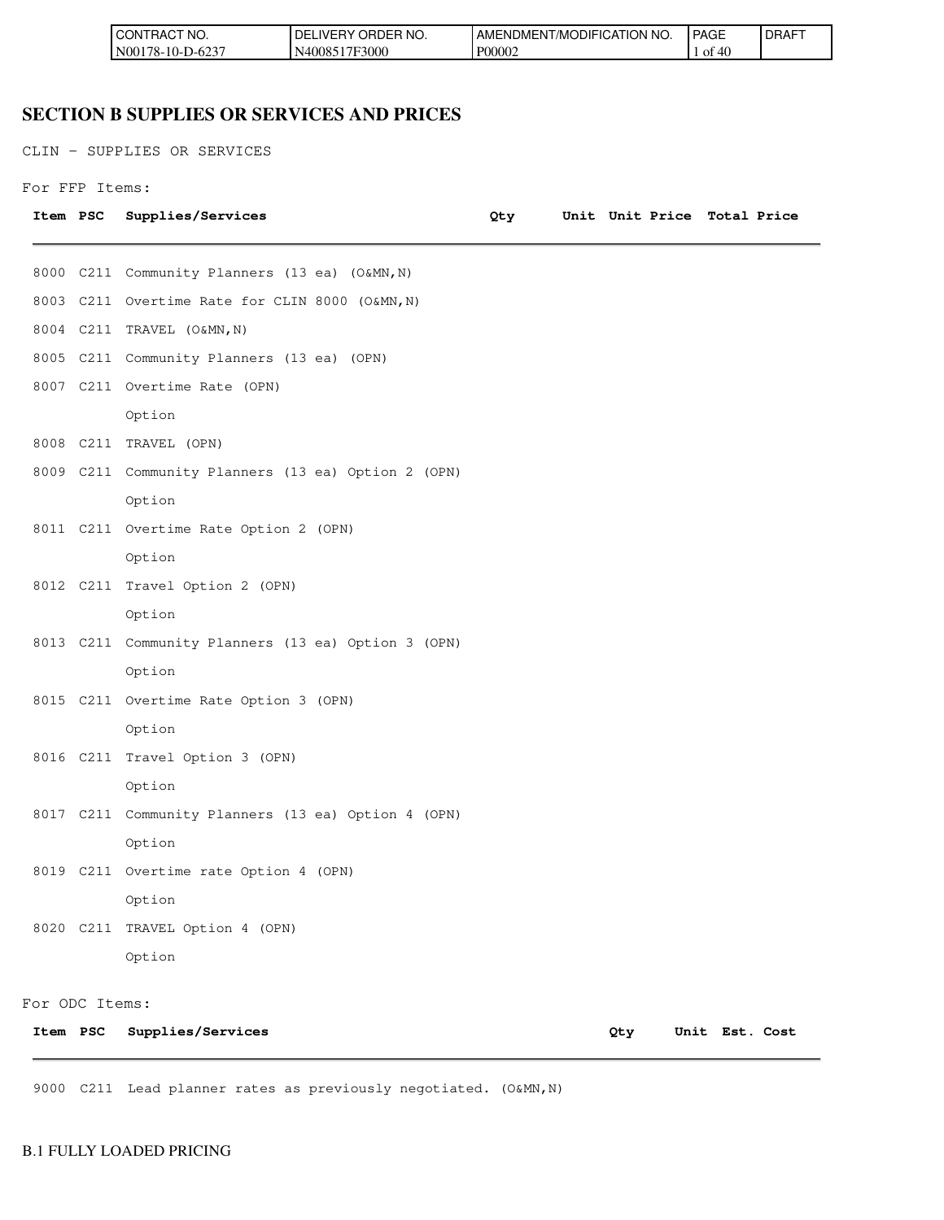## SECTION B SUPPLIES OR SERVICES AND PRICES

CLIN - SUPPLIES OR SERVICES

For FFP Items:

| Item | PSC | Supplies/Services | Qty | Unit | Unit Price | Total Price |
|---|---|---|---|---|---|---|
| 8000 | C211 | Community Planners (13 ea) (O&MN,N) | | | | |
| 8003 | C211 | Overtime Rate for CLIN 8000 (O&MN,N) | | | | |
| 8004 | C211 | TRAVEL (O&MN,N) | | | | |
| 8005 | C211 | Community Planners (13 ea) (OPN) | | | | |
| 8007 | C211 | Overtime Rate (OPN)<br>Option | | | | |
| 8008 | C211 | TRAVEL (OPN) | | | | |
| 8009 | C211 | Community Planners (13 ea) Option 2 (OPN)<br>Option | | | | |
| 8011 | C211 | Overtime Rate Option 2 (OPN)<br>Option | | | | |
| 8012 | C211 | Travel Option 2 (OPN)<br>Option | | | | |
| 8013 | C211 | Community Planners (13 ea) Option 3 (OPN)<br>Option | | | | |
| 8015 | C211 | Overtime Rate Option 3 (OPN)<br>Option | | | | |
| 8016 | C211 | Travel Option 3 (OPN)<br>Option | | | | |
| 8017 | C211 | Community Planners (13 ea) Option 4 (OPN)<br>Option | | | | |
| 8019 | C211 | Overtime rate Option 4 (OPN)<br>Option | | | | |
| 8020 | C211 | TRAVEL Option 4 (OPN)<br>Option | | | | |

For ODC Items:

| Item | PSC | Supplies/Services | Qty | Unit | Est. Cost |
|---|---|---|---|---|---|
| 9000 | C211 | Lead planner rates as previously negotiated. (O&MN,N) | | | |

B.1 FULLY LOADED PRICING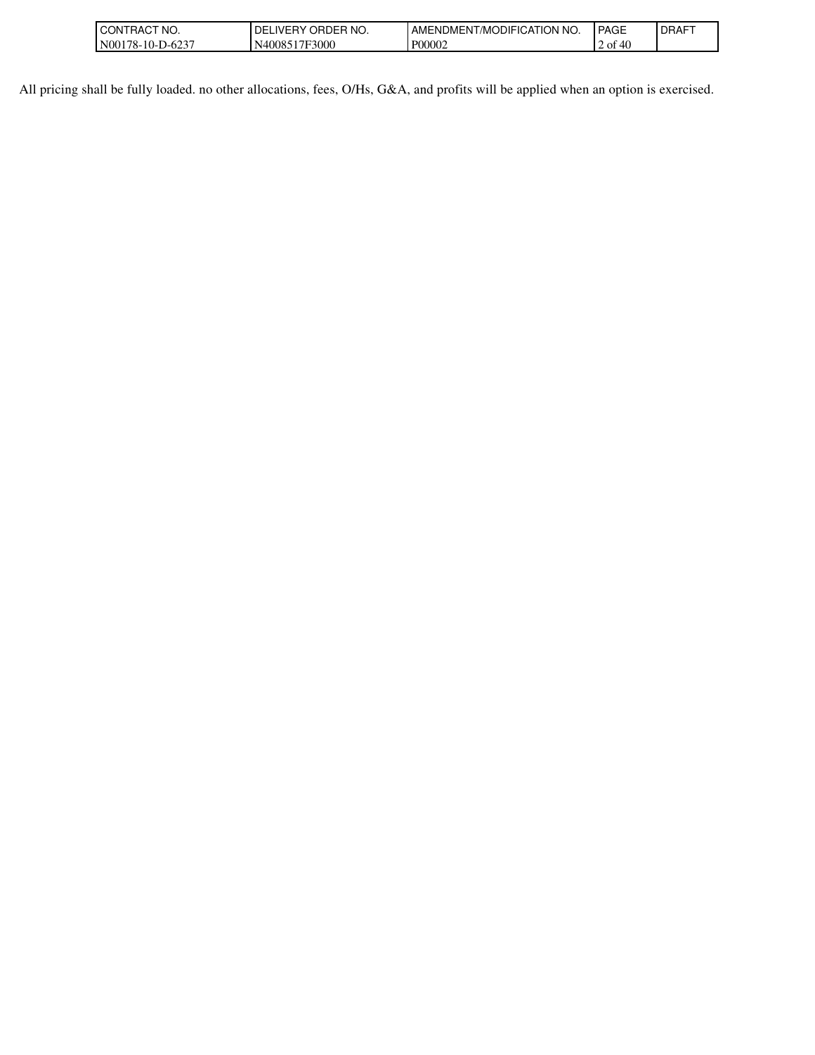All pricing shall be fully loaded. no other allocations, fees, O/Hs, G&A, and profits will be applied when an option is exercised.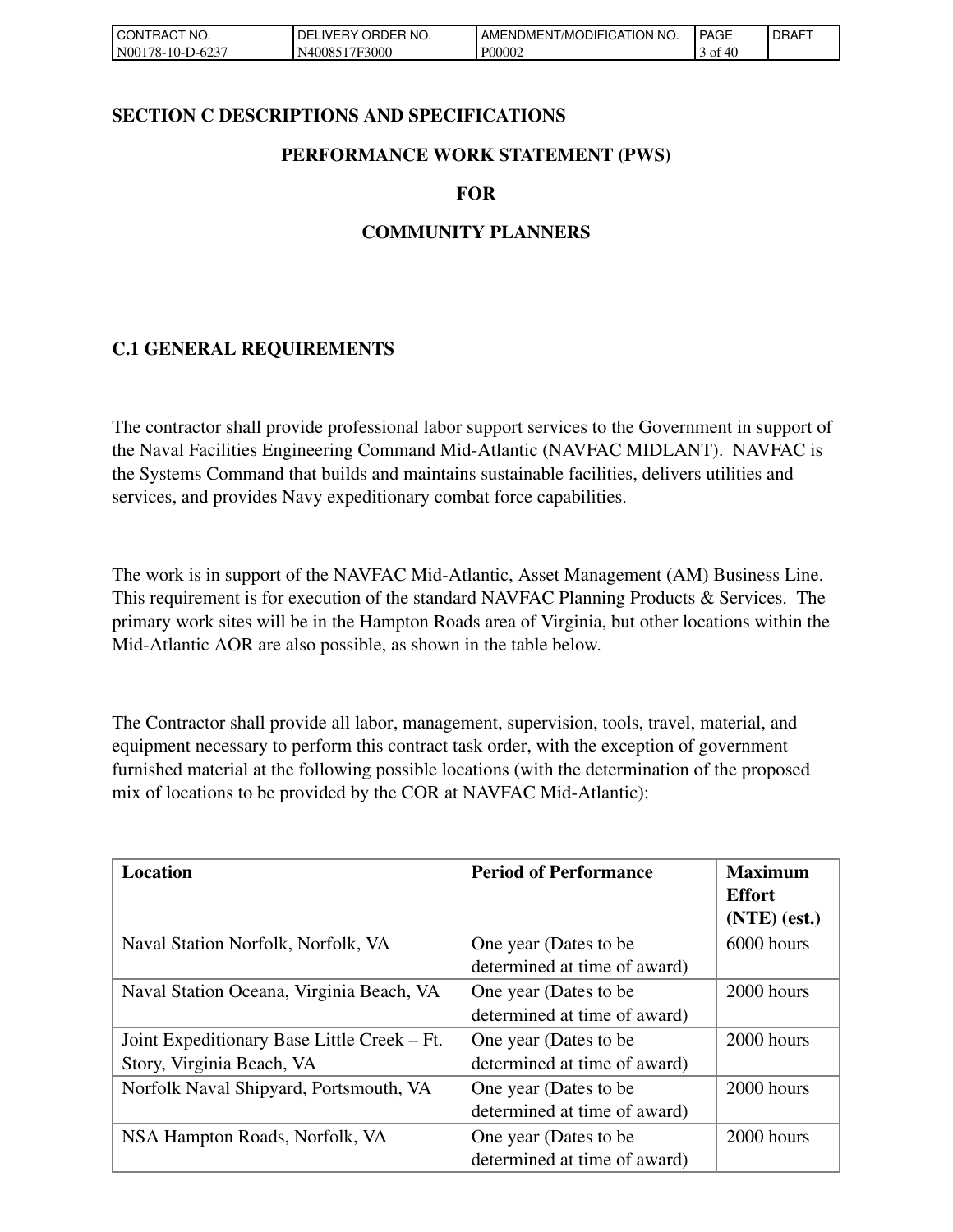## SECTION C DESCRIPTIONS AND SPECIFICATIONS

### PERFORMANCE WORK STATEMENT (PWS)

### FOR

### COMMUNITY PLANNERS

## C.1 GENERAL REQUIREMENTS

The contractor shall provide professional labor support services to the Government in support of the Naval Facilities Engineering Command Mid-Atlantic (NAVFAC MIDLANT). NAVFAC is the Systems Command that builds and maintains sustainable facilities, delivers utilities and services, and provides Navy expeditionary combat force capabilities.

The work is in support of the NAVFAC Mid-Atlantic, Asset Management (AM) Business Line. This requirement is for execution of the standard NAVFAC Planning Products & Services. The primary work sites will be in the Hampton Roads area of Virginia, but other locations within the Mid-Atlantic AOR are also possible, as shown in the table below.

The Contractor shall provide all labor, management, supervision, tools, travel, material, and equipment necessary to perform this contract task order, with the exception of government furnished material at the following possible locations (with the determination of the proposed mix of locations to be provided by the COR at NAVFAC Mid-Atlantic):

| Location | Period of Performance | Maximum Effort (NTE) (est.) |
|---|---|---|
| Naval Station Norfolk, Norfolk, VA | One year (Dates to be determined at time of award) | 6000 hours |
| Naval Station Oceana, Virginia Beach, VA | One year (Dates to be determined at time of award) | 2000 hours |
| Joint Expeditionary Base Little Creek – Ft. Story, Virginia Beach, VA | One year (Dates to be determined at time of award) | 2000 hours |
| Norfolk Naval Shipyard, Portsmouth, VA | One year (Dates to be determined at time of award) | 2000 hours |
| NSA Hampton Roads, Norfolk, VA | One year (Dates to be determined at time of award) | 2000 hours |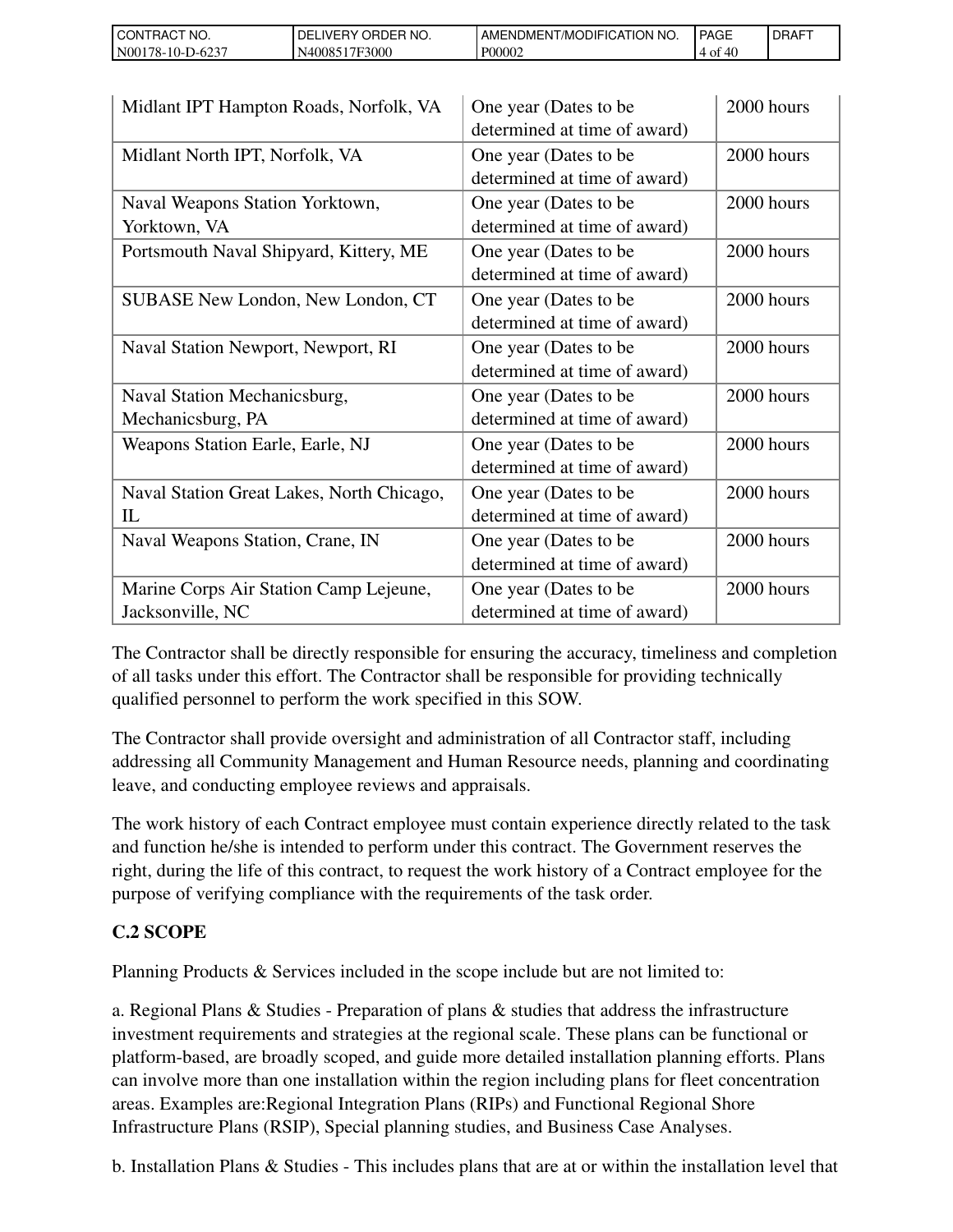| | | |
|---|---|---|
| Midlant IPT Hampton Roads, Norfolk, VA | One year (Dates to be determined at time of award) | 2000 hours |
| Midlant North IPT, Norfolk, VA | One year (Dates to be determined at time of award) | 2000 hours |
| Naval Weapons Station Yorktown, Yorktown, VA | One year (Dates to be determined at time of award) | 2000 hours |
| Portsmouth Naval Shipyard, Kittery, ME | One year (Dates to be determined at time of award) | 2000 hours |
| SUBASE New London, New London, CT | One year (Dates to be determined at time of award) | 2000 hours |
| Naval Station Newport, Newport, RI | One year (Dates to be determined at time of award) | 2000 hours |
| Naval Station Mechanicsburg, Mechanicsburg, PA | One year (Dates to be determined at time of award) | 2000 hours |
| Weapons Station Earle, Earle, NJ | One year (Dates to be determined at time of award) | 2000 hours |
| Naval Station Great Lakes, North Chicago, IL | One year (Dates to be determined at time of award) | 2000 hours |
| Naval Weapons Station, Crane, IN | One year (Dates to be determined at time of award) | 2000 hours |
| Marine Corps Air Station Camp Lejeune, Jacksonville, NC | One year (Dates to be determined at time of award) | 2000 hours |

The Contractor shall be directly responsible for ensuring the accuracy, timeliness and completion of all tasks under this effort. The Contractor shall be responsible for providing technically qualified personnel to perform the work specified in this SOW.

The Contractor shall provide oversight and administration of all Contractor staff, including addressing all Community Management and Human Resource needs, planning and coordinating leave, and conducting employee reviews and appraisals.

The work history of each Contract employee must contain experience directly related to the task and function he/she is intended to perform under this contract. The Government reserves the right, during the life of this contract, to request the work history of a Contract employee for the purpose of verifying compliance with the requirements of the task order.

**C.2 SCOPE**

Planning Products & Services included in the scope include but are not limited to:

a. Regional Plans & Studies - Preparation of plans & studies that address the infrastructure investment requirements and strategies at the regional scale. These plans can be functional or platform-based, are broadly scoped, and guide more detailed installation planning efforts. Plans can involve more than one installation within the region including plans for fleet concentration areas. Examples are:Regional Integration Plans (RIPs) and Functional Regional Shore Infrastructure Plans (RSIP), Special planning studies, and Business Case Analyses.

b. Installation Plans & Studies - This includes plans that are at or within the installation level that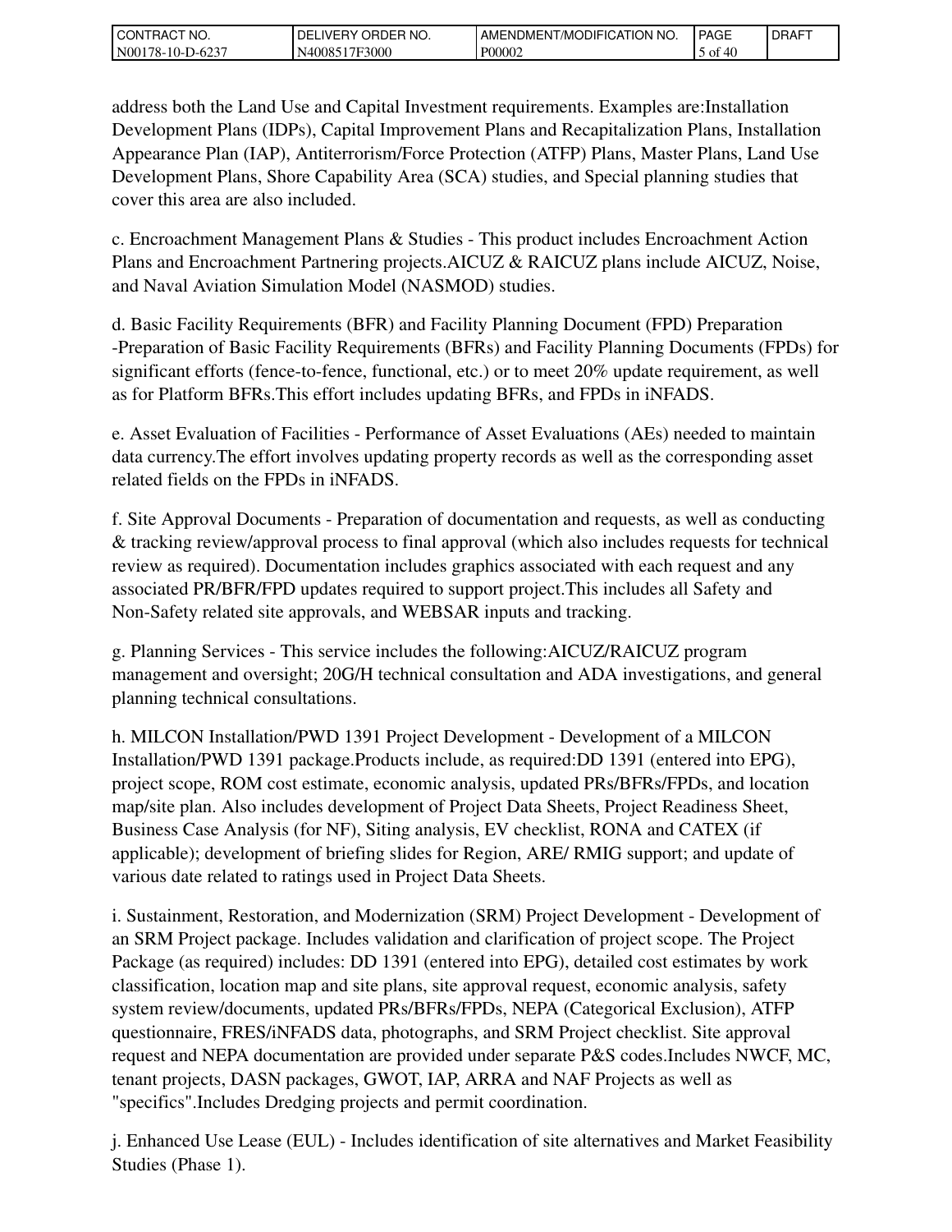address both the Land Use and Capital Investment requirements. Examples are:Installation Development Plans (IDPs), Capital Improvement Plans and Recapitalization Plans, Installation Appearance Plan (IAP), Antiterrorism/Force Protection (ATFP) Plans, Master Plans, Land Use Development Plans, Shore Capability Area (SCA) studies, and Special planning studies that cover this area are also included.

c. Encroachment Management Plans & Studies - This product includes Encroachment Action Plans and Encroachment Partnering projects.AICUZ & RAICUZ plans include AICUZ, Noise, and Naval Aviation Simulation Model (NASMOD) studies.

d. Basic Facility Requirements (BFR) and Facility Planning Document (FPD) Preparation -Preparation of Basic Facility Requirements (BFRs) and Facility Planning Documents (FPDs) for significant efforts (fence-to-fence, functional, etc.) or to meet 20% update requirement, as well as for Platform BFRs.This effort includes updating BFRs, and FPDs in iNFADS.

e. Asset Evaluation of Facilities - Performance of Asset Evaluations (AEs) needed to maintain data currency.The effort involves updating property records as well as the corresponding asset related fields on the FPDs in iNFADS.

f. Site Approval Documents - Preparation of documentation and requests, as well as conducting & tracking review/approval process to final approval (which also includes requests for technical review as required). Documentation includes graphics associated with each request and any associated PR/BFR/FPD updates required to support project.This includes all Safety and Non-Safety related site approvals, and WEBSAR inputs and tracking.

g. Planning Services - This service includes the following:AICUZ/RAICUZ program management and oversight; 20G/H technical consultation and ADA investigations, and general planning technical consultations.

h. MILCON Installation/PWD 1391 Project Development - Development of a MILCON Installation/PWD 1391 package.Products include, as required:DD 1391 (entered into EPG), project scope, ROM cost estimate, economic analysis, updated PRs/BFRs/FPDs, and location map/site plan. Also includes development of Project Data Sheets, Project Readiness Sheet, Business Case Analysis (for NF), Siting analysis, EV checklist, RONA and CATEX (if applicable); development of briefing slides for Region, ARE/ RMIG support; and update of various date related to ratings used in Project Data Sheets.

i. Sustainment, Restoration, and Modernization (SRM) Project Development - Development of an SRM Project package. Includes validation and clarification of project scope. The Project Package (as required) includes: DD 1391 (entered into EPG), detailed cost estimates by work classification, location map and site plans, site approval request, economic analysis, safety system review/documents, updated PRs/BFRs/FPDs, NEPA (Categorical Exclusion), ATFP questionnaire, FRES/iNFADS data, photographs, and SRM Project checklist. Site approval request and NEPA documentation are provided under separate P&S codes.Includes NWCF, MC, tenant projects, DASN packages, GWOT, IAP, ARRA and NAF Projects as well as "specifics".Includes Dredging projects and permit coordination.

j. Enhanced Use Lease (EUL) - Includes identification of site alternatives and Market Feasibility Studies (Phase 1).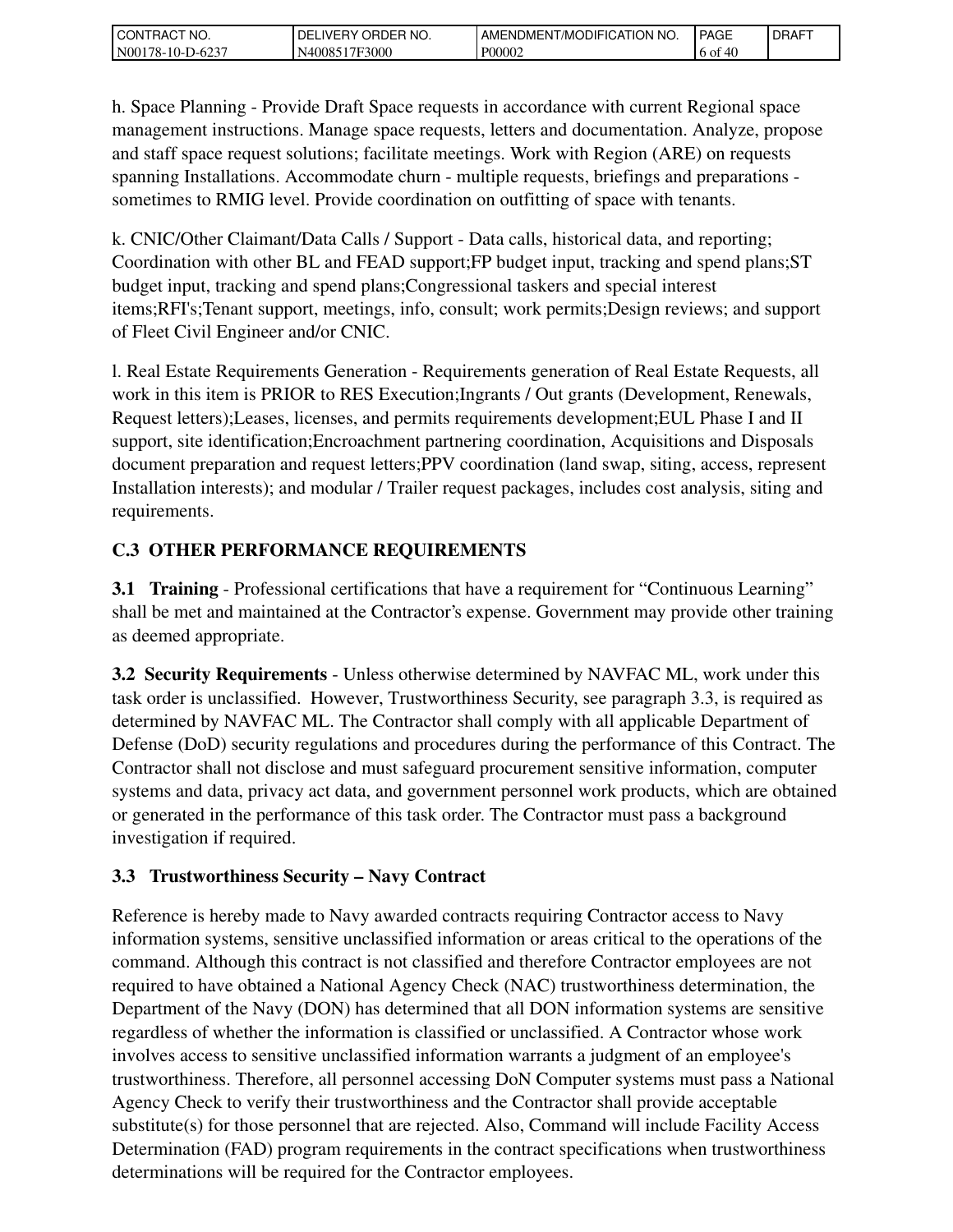h. Space Planning - Provide Draft Space requests in accordance with current Regional space management instructions. Manage space requests, letters and documentation. Analyze, propose and staff space request solutions; facilitate meetings. Work with Region (ARE) on requests spanning Installations. Accommodate churn - multiple requests, briefings and preparations - sometimes to RMIG level. Provide coordination on outfitting of space with tenants.

k. CNIC/Other Claimant/Data Calls / Support - Data calls, historical data, and reporting; Coordination with other BL and FEAD support;FP budget input, tracking and spend plans;ST budget input, tracking and spend plans;Congressional taskers and special interest items;RFI's;Tenant support, meetings, info, consult; work permits;Design reviews; and support of Fleet Civil Engineer and/or CNIC.

l. Real Estate Requirements Generation - Requirements generation of Real Estate Requests, all work in this item is PRIOR to RES Execution;Ingrants / Out grants (Development, Renewals, Request letters);Leases, licenses, and permits requirements development;EUL Phase I and II support, site identification;Encroachment partnering coordination, Acquisitions and Disposals document preparation and request letters;PPV coordination (land swap, siting, access, represent Installation interests); and modular / Trailer request packages, includes cost analysis, siting and requirements.

## C.3 OTHER PERFORMANCE REQUIREMENTS

**3.1 Training** - Professional certifications that have a requirement for "Continuous Learning" shall be met and maintained at the Contractor's expense. Government may provide other training as deemed appropriate.

**3.2 Security Requirements** - Unless otherwise determined by NAVFAC ML, work under this task order is unclassified. However, Trustworthiness Security, see paragraph 3.3, is required as determined by NAVFAC ML. The Contractor shall comply with all applicable Department of Defense (DoD) security regulations and procedures during the performance of this Contract. The Contractor shall not disclose and must safeguard procurement sensitive information, computer systems and data, privacy act data, and government personnel work products, which are obtained or generated in the performance of this task order. The Contractor must pass a background investigation if required.

### 3.3 Trustworthiness Security – Navy Contract

Reference is hereby made to Navy awarded contracts requiring Contractor access to Navy information systems, sensitive unclassified information or areas critical to the operations of the command. Although this contract is not classified and therefore Contractor employees are not required to have obtained a National Agency Check (NAC) trustworthiness determination, the Department of the Navy (DON) has determined that all DON information systems are sensitive regardless of whether the information is classified or unclassified. A Contractor whose work involves access to sensitive unclassified information warrants a judgment of an employee's trustworthiness. Therefore, all personnel accessing DoN Computer systems must pass a National Agency Check to verify their trustworthiness and the Contractor shall provide acceptable substitute(s) for those personnel that are rejected. Also, Command will include Facility Access Determination (FAD) program requirements in the contract specifications when trustworthiness determinations will be required for the Contractor employees.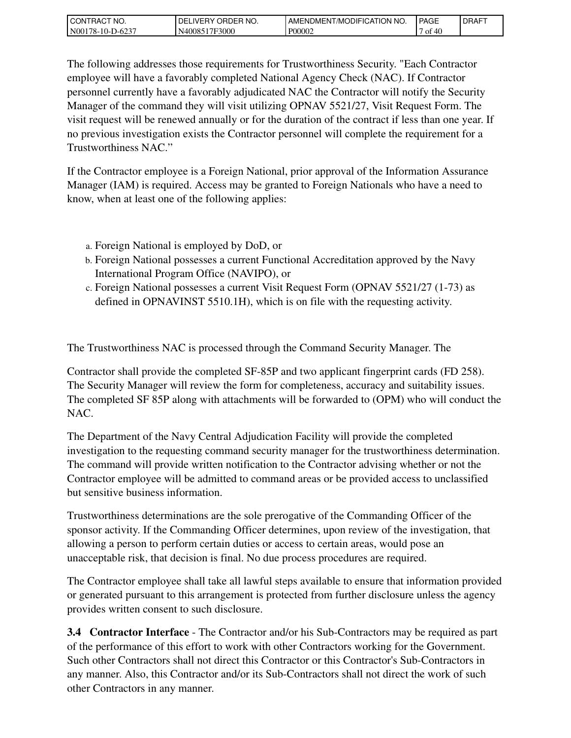The following addresses those requirements for Trustworthiness Security. "Each Contractor employee will have a favorably completed National Agency Check (NAC). If Contractor personnel currently have a favorably adjudicated NAC the Contractor will notify the Security Manager of the command they will visit utilizing OPNAV 5521/27, Visit Request Form. The visit request will be renewed annually or for the duration of the contract if less than one year. If no previous investigation exists the Contractor personnel will complete the requirement for a Trustworthiness NAC."

If the Contractor employee is a Foreign National, prior approval of the Information Assurance Manager (IAM) is required. Access may be granted to Foreign Nationals who have a need to know, when at least one of the following applies:

a. Foreign National is employed by DoD, or
b. Foreign National possesses a current Functional Accreditation approved by the Navy International Program Office (NAVIPO), or
c. Foreign National possesses a current Visit Request Form (OPNAV 5521/27 (1-73) as defined in OPNAVINST 5510.1H), which is on file with the requesting activity.

The Trustworthiness NAC is processed through the Command Security Manager. The

Contractor shall provide the completed SF-85P and two applicant fingerprint cards (FD 258). The Security Manager will review the form for completeness, accuracy and suitability issues. The completed SF 85P along with attachments will be forwarded to (OPM) who will conduct the NAC.

The Department of the Navy Central Adjudication Facility will provide the completed investigation to the requesting command security manager for the trustworthiness determination. The command will provide written notification to the Contractor advising whether or not the Contractor employee will be admitted to command areas or be provided access to unclassified but sensitive business information.

Trustworthiness determinations are the sole prerogative of the Commanding Officer of the sponsor activity. If the Commanding Officer determines, upon review of the investigation, that allowing a person to perform certain duties or access to certain areas, would pose an unacceptable risk, that decision is final. No due process procedures are required.

The Contractor employee shall take all lawful steps available to ensure that information provided or generated pursuant to this arrangement is protected from further disclosure unless the agency provides written consent to such disclosure.

**3.4 Contractor Interface** - The Contractor and/or his Sub-Contractors may be required as part of the performance of this effort to work with other Contractors working for the Government. Such other Contractors shall not direct this Contractor or this Contractor's Sub-Contractors in any manner. Also, this Contractor and/or its Sub-Contractors shall not direct the work of such other Contractors in any manner.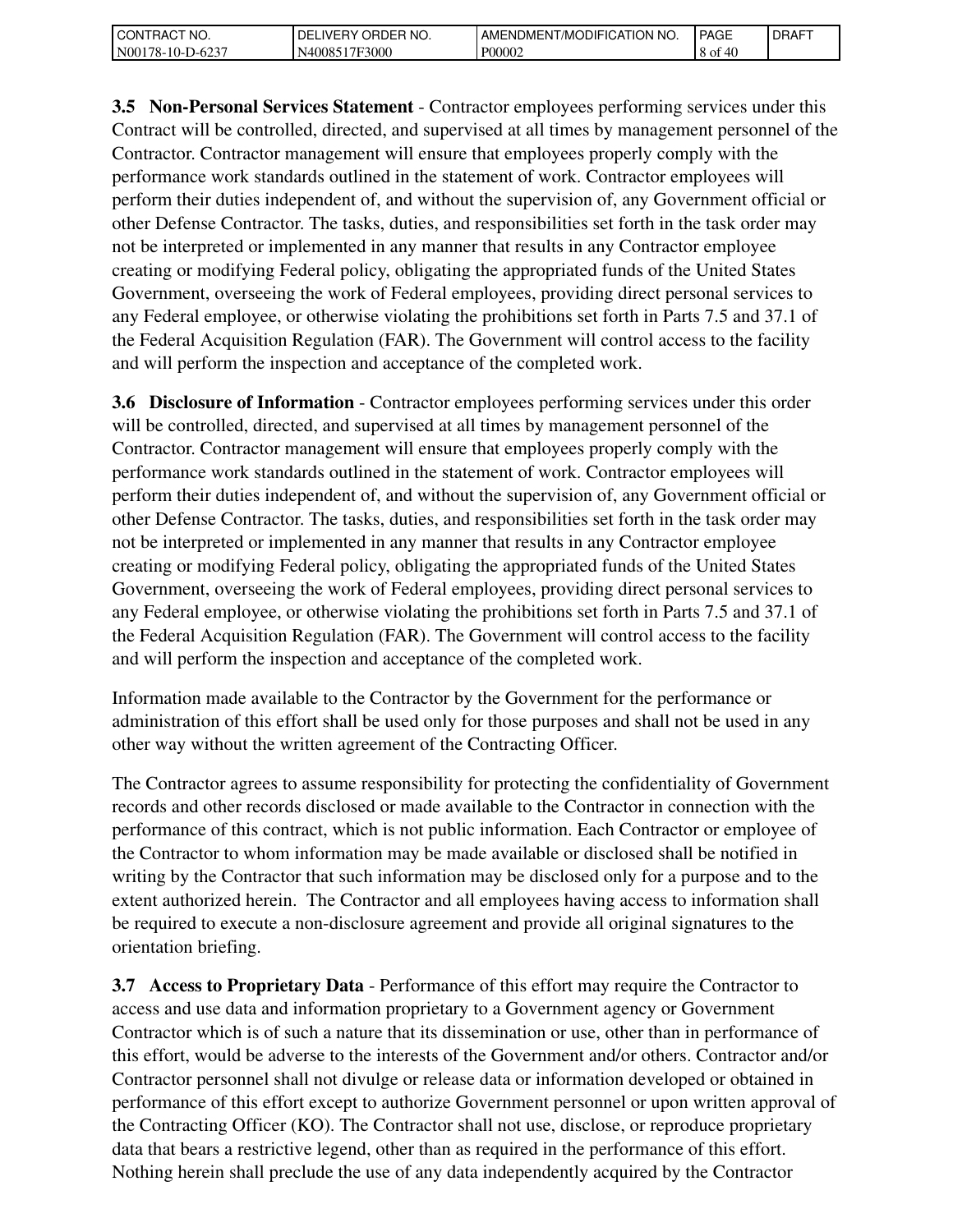**3.5 Non-Personal Services Statement** - Contractor employees performing services under this Contract will be controlled, directed, and supervised at all times by management personnel of the Contractor. Contractor management will ensure that employees properly comply with the performance work standards outlined in the statement of work. Contractor employees will perform their duties independent of, and without the supervision of, any Government official or other Defense Contractor. The tasks, duties, and responsibilities set forth in the task order may not be interpreted or implemented in any manner that results in any Contractor employee creating or modifying Federal policy, obligating the appropriated funds of the United States Government, overseeing the work of Federal employees, providing direct personal services to any Federal employee, or otherwise violating the prohibitions set forth in Parts 7.5 and 37.1 of the Federal Acquisition Regulation (FAR). The Government will control access to the facility and will perform the inspection and acceptance of the completed work.

**3.6 Disclosure of Information** - Contractor employees performing services under this order will be controlled, directed, and supervised at all times by management personnel of the Contractor. Contractor management will ensure that employees properly comply with the performance work standards outlined in the statement of work. Contractor employees will perform their duties independent of, and without the supervision of, any Government official or other Defense Contractor. The tasks, duties, and responsibilities set forth in the task order may not be interpreted or implemented in any manner that results in any Contractor employee creating or modifying Federal policy, obligating the appropriated funds of the United States Government, overseeing the work of Federal employees, providing direct personal services to any Federal employee, or otherwise violating the prohibitions set forth in Parts 7.5 and 37.1 of the Federal Acquisition Regulation (FAR). The Government will control access to the facility and will perform the inspection and acceptance of the completed work.

Information made available to the Contractor by the Government for the performance or administration of this effort shall be used only for those purposes and shall not be used in any other way without the written agreement of the Contracting Officer.

The Contractor agrees to assume responsibility for protecting the confidentiality of Government records and other records disclosed or made available to the Contractor in connection with the performance of this contract, which is not public information. Each Contractor or employee of the Contractor to whom information may be made available or disclosed shall be notified in writing by the Contractor that such information may be disclosed only for a purpose and to the extent authorized herein. The Contractor and all employees having access to information shall be required to execute a non-disclosure agreement and provide all original signatures to the orientation briefing.

**3.7 Access to Proprietary Data** - Performance of this effort may require the Contractor to access and use data and information proprietary to a Government agency or Government Contractor which is of such a nature that its dissemination or use, other than in performance of this effort, would be adverse to the interests of the Government and/or others. Contractor and/or Contractor personnel shall not divulge or release data or information developed or obtained in performance of this effort except to authorize Government personnel or upon written approval of the Contracting Officer (KO). The Contractor shall not use, disclose, or reproduce proprietary data that bears a restrictive legend, other than as required in the performance of this effort. Nothing herein shall preclude the use of any data independently acquired by the Contractor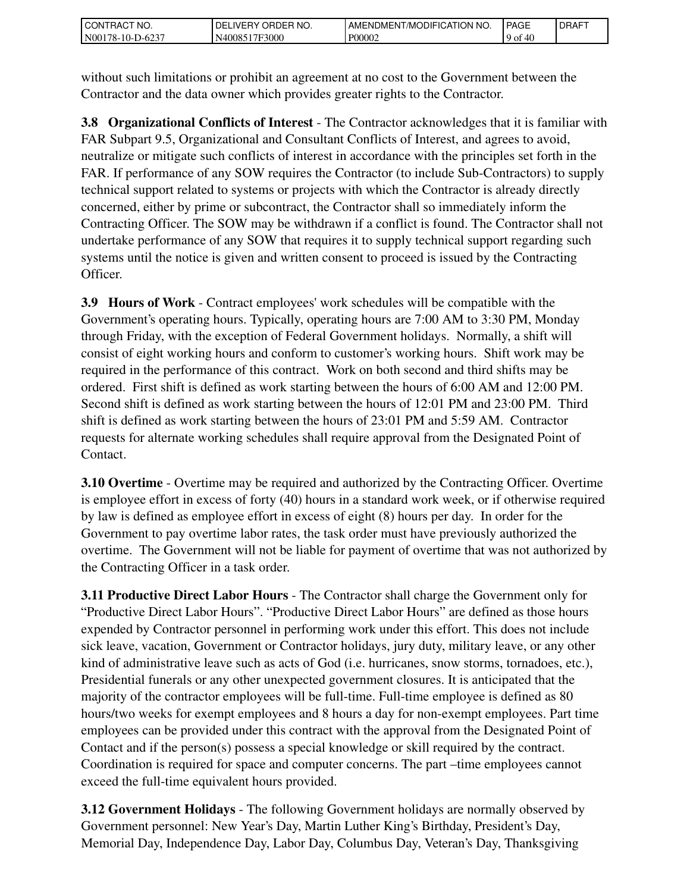without such limitations or prohibit an agreement at no cost to the Government between the Contractor and the data owner which provides greater rights to the Contractor.

**3.8 Organizational Conflicts of Interest** - The Contractor acknowledges that it is familiar with FAR Subpart 9.5, Organizational and Consultant Conflicts of Interest, and agrees to avoid, neutralize or mitigate such conflicts of interest in accordance with the principles set forth in the FAR. If performance of any SOW requires the Contractor (to include Sub-Contractors) to supply technical support related to systems or projects with which the Contractor is already directly concerned, either by prime or subcontract, the Contractor shall so immediately inform the Contracting Officer. The SOW may be withdrawn if a conflict is found. The Contractor shall not undertake performance of any SOW that requires it to supply technical support regarding such systems until the notice is given and written consent to proceed is issued by the Contracting Officer.

**3.9 Hours of Work** - Contract employees' work schedules will be compatible with the Government's operating hours. Typically, operating hours are 7:00 AM to 3:30 PM, Monday through Friday, with the exception of Federal Government holidays. Normally, a shift will consist of eight working hours and conform to customer's working hours. Shift work may be required in the performance of this contract. Work on both second and third shifts may be ordered. First shift is defined as work starting between the hours of 6:00 AM and 12:00 PM. Second shift is defined as work starting between the hours of 12:01 PM and 23:00 PM. Third shift is defined as work starting between the hours of 23:01 PM and 5:59 AM. Contractor requests for alternate working schedules shall require approval from the Designated Point of Contact.

**3.10 Overtime** - Overtime may be required and authorized by the Contracting Officer. Overtime is employee effort in excess of forty (40) hours in a standard work week, or if otherwise required by law is defined as employee effort in excess of eight (8) hours per day. In order for the Government to pay overtime labor rates, the task order must have previously authorized the overtime. The Government will not be liable for payment of overtime that was not authorized by the Contracting Officer in a task order.

**3.11 Productive Direct Labor Hours** - The Contractor shall charge the Government only for "Productive Direct Labor Hours". "Productive Direct Labor Hours" are defined as those hours expended by Contractor personnel in performing work under this effort. This does not include sick leave, vacation, Government or Contractor holidays, jury duty, military leave, or any other kind of administrative leave such as acts of God (i.e. hurricanes, snow storms, tornadoes, etc.), Presidential funerals or any other unexpected government closures. It is anticipated that the majority of the contractor employees will be full-time. Full-time employee is defined as 80 hours/two weeks for exempt employees and 8 hours a day for non-exempt employees. Part time employees can be provided under this contract with the approval from the Designated Point of Contact and if the person(s) possess a special knowledge or skill required by the contract. Coordination is required for space and computer concerns. The part –time employees cannot exceed the full-time equivalent hours provided.

**3.12 Government Holidays** - The following Government holidays are normally observed by Government personnel: New Year's Day, Martin Luther King's Birthday, President's Day, Memorial Day, Independence Day, Labor Day, Columbus Day, Veteran's Day, Thanksgiving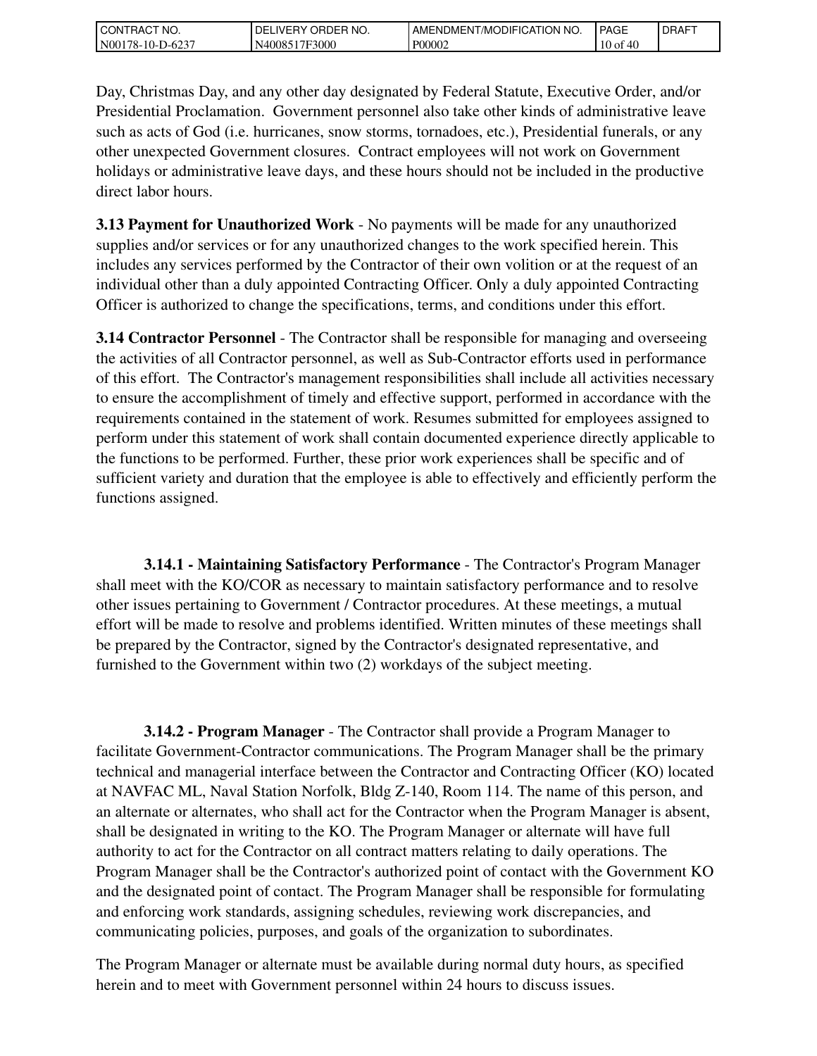Day, Christmas Day, and any other day designated by Federal Statute, Executive Order, and/or Presidential Proclamation. Government personnel also take other kinds of administrative leave such as acts of God (i.e. hurricanes, snow storms, tornadoes, etc.), Presidential funerals, or any other unexpected Government closures. Contract employees will not work on Government holidays or administrative leave days, and these hours should not be included in the productive direct labor hours.

**3.13 Payment for Unauthorized Work** - No payments will be made for any unauthorized supplies and/or services or for any unauthorized changes to the work specified herein. This includes any services performed by the Contractor of their own volition or at the request of an individual other than a duly appointed Contracting Officer. Only a duly appointed Contracting Officer is authorized to change the specifications, terms, and conditions under this effort.

**3.14 Contractor Personnel** - The Contractor shall be responsible for managing and overseeing the activities of all Contractor personnel, as well as Sub-Contractor efforts used in performance of this effort. The Contractor's management responsibilities shall include all activities necessary to ensure the accomplishment of timely and effective support, performed in accordance with the requirements contained in the statement of work. Resumes submitted for employees assigned to perform under this statement of work shall contain documented experience directly applicable to the functions to be performed. Further, these prior work experiences shall be specific and of sufficient variety and duration that the employee is able to effectively and efficiently perform the functions assigned.

**3.14.1 - Maintaining Satisfactory Performance** - The Contractor's Program Manager shall meet with the KO/COR as necessary to maintain satisfactory performance and to resolve other issues pertaining to Government / Contractor procedures. At these meetings, a mutual effort will be made to resolve and problems identified. Written minutes of these meetings shall be prepared by the Contractor, signed by the Contractor's designated representative, and furnished to the Government within two (2) workdays of the subject meeting.

**3.14.2 - Program Manager** - The Contractor shall provide a Program Manager to facilitate Government-Contractor communications. The Program Manager shall be the primary technical and managerial interface between the Contractor and Contracting Officer (KO) located at NAVFAC ML, Naval Station Norfolk, Bldg Z-140, Room 114. The name of this person, and an alternate or alternates, who shall act for the Contractor when the Program Manager is absent, shall be designated in writing to the KO. The Program Manager or alternate will have full authority to act for the Contractor on all contract matters relating to daily operations. The Program Manager shall be the Contractor's authorized point of contact with the Government KO and the designated point of contact. The Program Manager shall be responsible for formulating and enforcing work standards, assigning schedules, reviewing work discrepancies, and communicating policies, purposes, and goals of the organization to subordinates.

The Program Manager or alternate must be available during normal duty hours, as specified herein and to meet with Government personnel within 24 hours to discuss issues.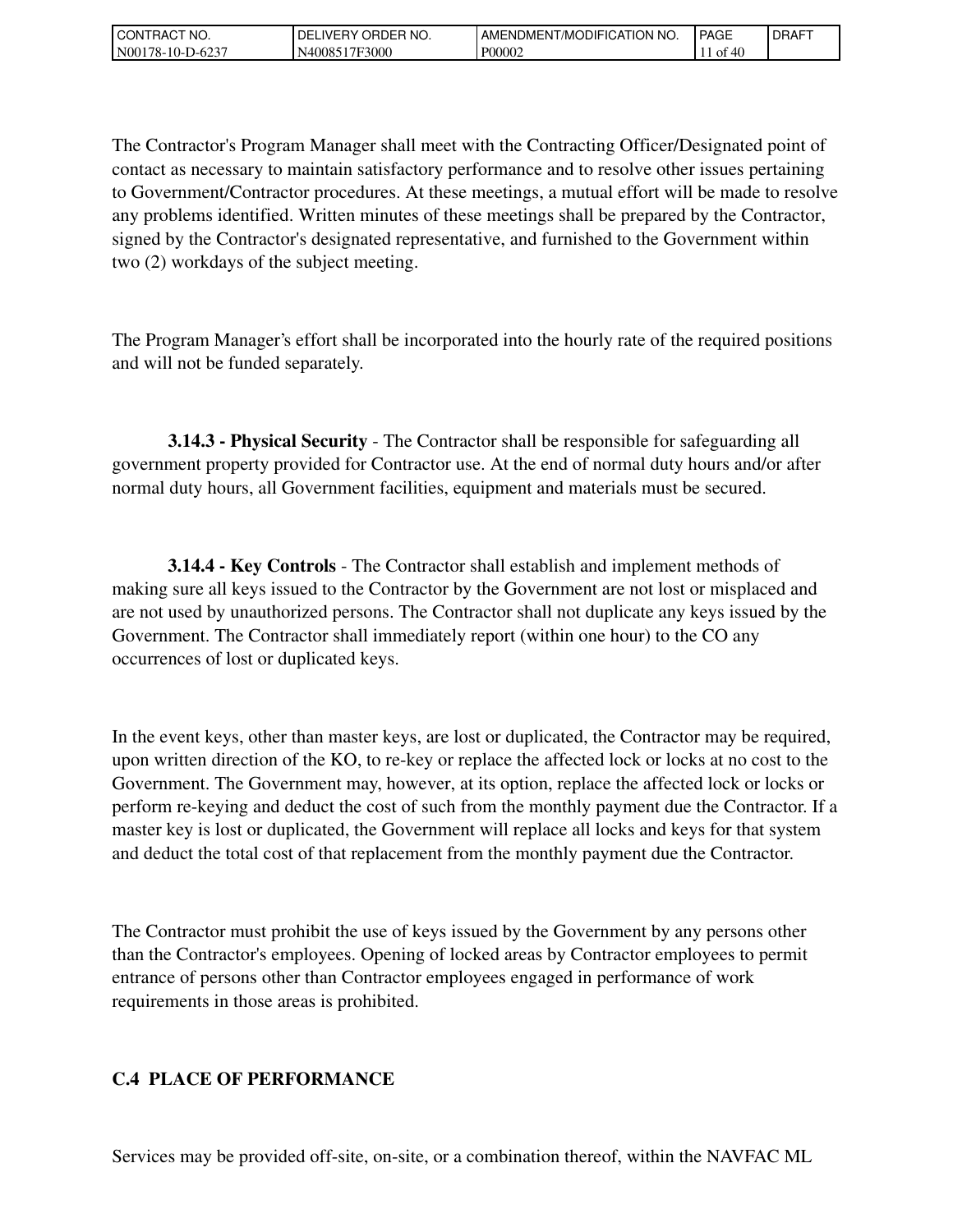The Contractor's Program Manager shall meet with the Contracting Officer/Designated point of contact as necessary to maintain satisfactory performance and to resolve other issues pertaining to Government/Contractor procedures. At these meetings, a mutual effort will be made to resolve any problems identified. Written minutes of these meetings shall be prepared by the Contractor, signed by the Contractor's designated representative, and furnished to the Government within two (2) workdays of the subject meeting.

The Program Manager’s effort shall be incorporated into the hourly rate of the required positions and will not be funded separately.

**3.14.3 - Physical Security** - The Contractor shall be responsible for safeguarding all government property provided for Contractor use. At the end of normal duty hours and/or after normal duty hours, all Government facilities, equipment and materials must be secured.

**3.14.4 - Key Controls** - The Contractor shall establish and implement methods of making sure all keys issued to the Contractor by the Government are not lost or misplaced and are not used by unauthorized persons. The Contractor shall not duplicate any keys issued by the Government. The Contractor shall immediately report (within one hour) to the CO any occurrences of lost or duplicated keys.

In the event keys, other than master keys, are lost or duplicated, the Contractor may be required, upon written direction of the KO, to re-key or replace the affected lock or locks at no cost to the Government. The Government may, however, at its option, replace the affected lock or locks or perform re-keying and deduct the cost of such from the monthly payment due the Contractor. If a master key is lost or duplicated, the Government will replace all locks and keys for that system and deduct the total cost of that replacement from the monthly payment due the Contractor.

The Contractor must prohibit the use of keys issued by the Government by any persons other than the Contractor's employees. Opening of locked areas by Contractor employees to permit entrance of persons other than Contractor employees engaged in performance of work requirements in those areas is prohibited.

## C.4 PLACE OF PERFORMANCE

Services may be provided off-site, on-site, or a combination thereof, within the NAVFAC ML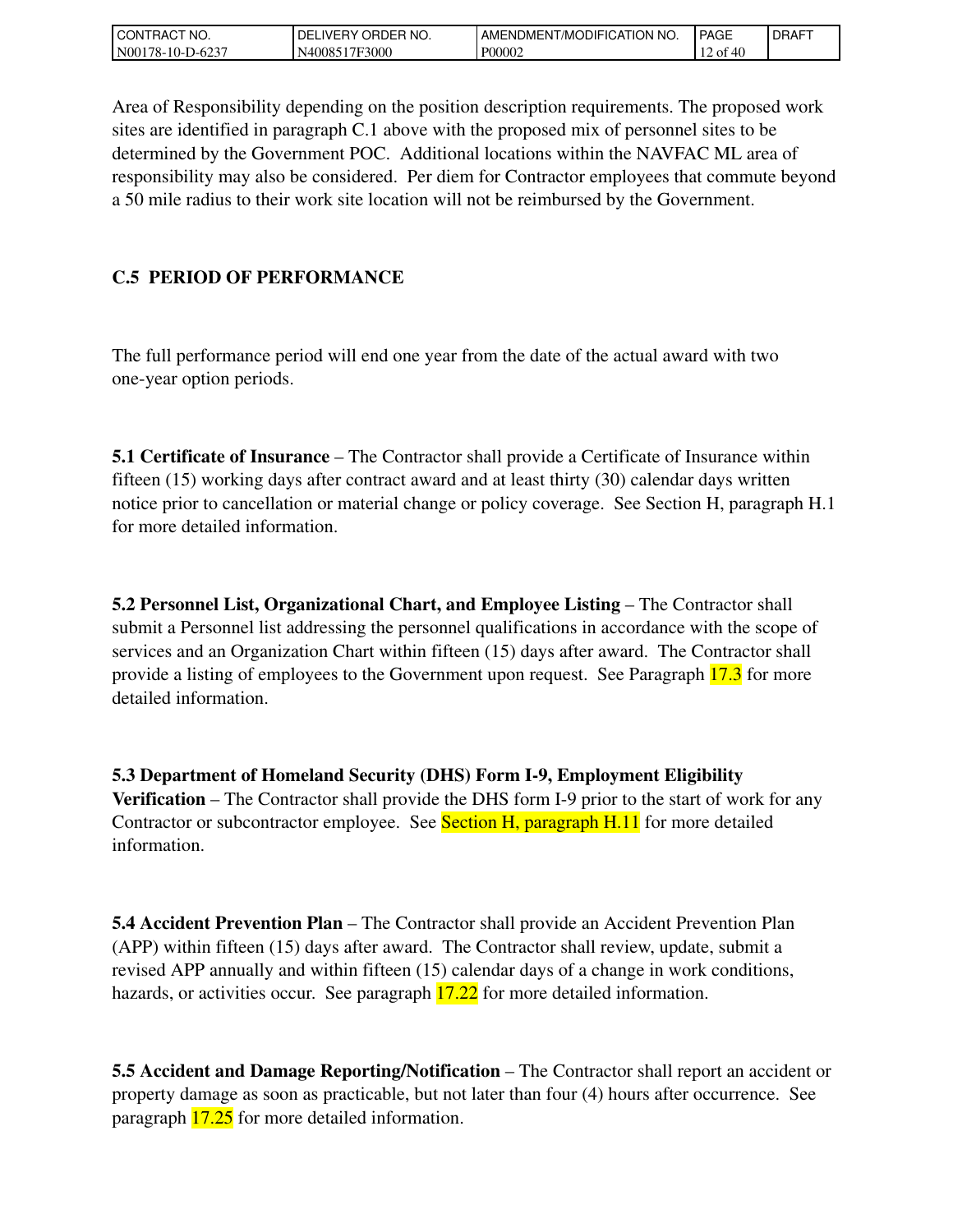Area of Responsibility depending on the position description requirements. The proposed work sites are identified in paragraph C.1 above with the proposed mix of personnel sites to be determined by the Government POC. Additional locations within the NAVFAC ML area of responsibility may also be considered. Per diem for Contractor employees that commute beyond a 50 mile radius to their work site location will not be reimbursed by the Government.

## C.5 PERIOD OF PERFORMANCE

The full performance period will end one year from the date of the actual award with two one-year option periods.

**5.1 Certificate of Insurance** – The Contractor shall provide a Certificate of Insurance within fifteen (15) working days after contract award and at least thirty (30) calendar days written notice prior to cancellation or material change or policy coverage. See Section H, paragraph H.1 for more detailed information.

**5.2 Personnel List, Organizational Chart, and Employee Listing** – The Contractor shall submit a Personnel list addressing the personnel qualifications in accordance with the scope of services and an Organization Chart within fifteen (15) days after award. The Contractor shall provide a listing of employees to the Government upon request. See Paragraph 17.3 for more detailed information.

**5.3 Department of Homeland Security (DHS) Form I-9, Employment Eligibility Verification** – The Contractor shall provide the DHS form I-9 prior to the start of work for any Contractor or subcontractor employee. See Section H, paragraph H.11 for more detailed information.

**5.4 Accident Prevention Plan** – The Contractor shall provide an Accident Prevention Plan (APP) within fifteen (15) days after award. The Contractor shall review, update, submit a revised APP annually and within fifteen (15) calendar days of a change in work conditions, hazards, or activities occur. See paragraph 17.22 for more detailed information.

**5.5 Accident and Damage Reporting/Notification** – The Contractor shall report an accident or property damage as soon as practicable, but not later than four (4) hours after occurrence. See paragraph 17.25 for more detailed information.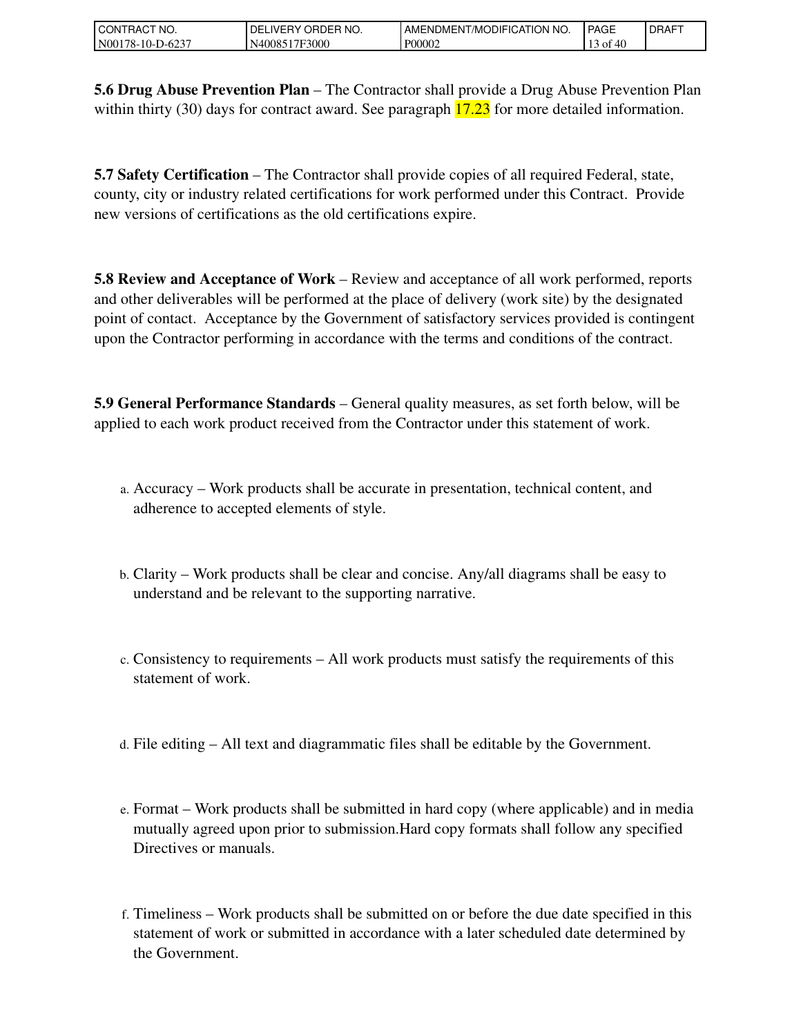**5.6 Drug Abuse Prevention Plan** – The Contractor shall provide a Drug Abuse Prevention Plan within thirty (30) days for contract award. See paragraph 17.23 for more detailed information.

**5.7 Safety Certification** – The Contractor shall provide copies of all required Federal, state, county, city or industry related certifications for work performed under this Contract. Provide new versions of certifications as the old certifications expire.

**5.8 Review and Acceptance of Work** – Review and acceptance of all work performed, reports and other deliverables will be performed at the place of delivery (work site) by the designated point of contact. Acceptance by the Government of satisfactory services provided is contingent upon the Contractor performing in accordance with the terms and conditions of the contract.

**5.9 General Performance Standards** – General quality measures, as set forth below, will be applied to each work product received from the Contractor under this statement of work.

a. Accuracy – Work products shall be accurate in presentation, technical content, and adherence to accepted elements of style.

b. Clarity – Work products shall be clear and concise. Any/all diagrams shall be easy to understand and be relevant to the supporting narrative.

c. Consistency to requirements – All work products must satisfy the requirements of this statement of work.

d. File editing – All text and diagrammatic files shall be editable by the Government.

e. Format – Work products shall be submitted in hard copy (where applicable) and in media mutually agreed upon prior to submission.Hard copy formats shall follow any specified Directives or manuals.

f. Timeliness – Work products shall be submitted on or before the due date specified in this statement of work or submitted in accordance with a later scheduled date determined by the Government.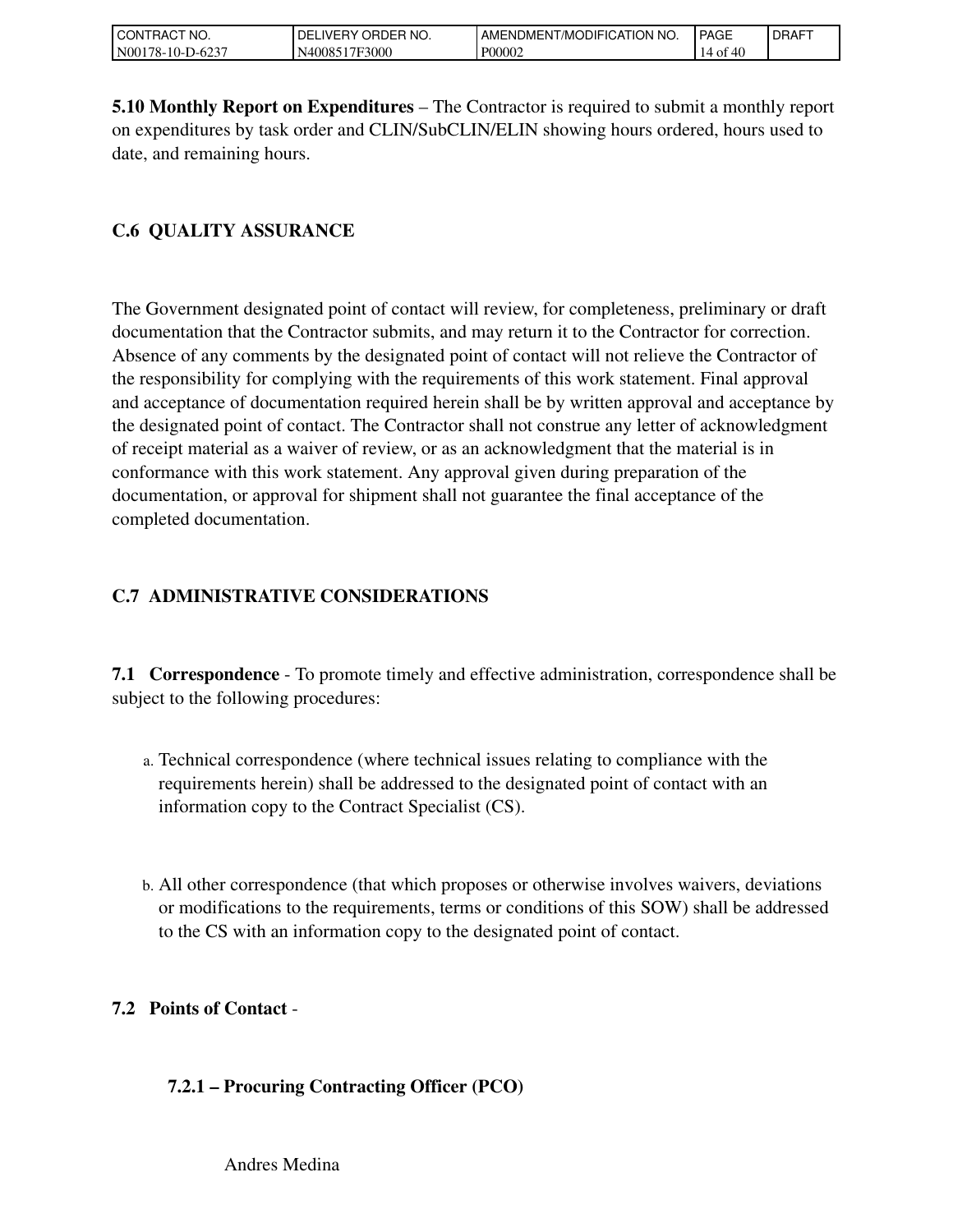**5.10 Monthly Report on Expenditures** – The Contractor is required to submit a monthly report on expenditures by task order and CLIN/SubCLIN/ELIN showing hours ordered, hours used to date, and remaining hours.

## C.6 QUALITY ASSURANCE

The Government designated point of contact will review, for completeness, preliminary or draft documentation that the Contractor submits, and may return it to the Contractor for correction. Absence of any comments by the designated point of contact will not relieve the Contractor of the responsibility for complying with the requirements of this work statement. Final approval and acceptance of documentation required herein shall be by written approval and acceptance by the designated point of contact. The Contractor shall not construe any letter of acknowledgment of receipt material as a waiver of review, or as an acknowledgment that the material is in conformance with this work statement. Any approval given during preparation of the documentation, or approval for shipment shall not guarantee the final acceptance of the completed documentation.

## C.7 ADMINISTRATIVE CONSIDERATIONS

**7.1 Correspondence** - To promote timely and effective administration, correspondence shall be subject to the following procedures:

a. Technical correspondence (where technical issues relating to compliance with the requirements herein) shall be addressed to the designated point of contact with an information copy to the Contract Specialist (CS).

b. All other correspondence (that which proposes or otherwise involves waivers, deviations or modifications to the requirements, terms or conditions of this SOW) shall be addressed to the CS with an information copy to the designated point of contact.

**7.2 Points of Contact** -

**7.2.1 – Procuring Contracting Officer (PCO)**

Andres Medina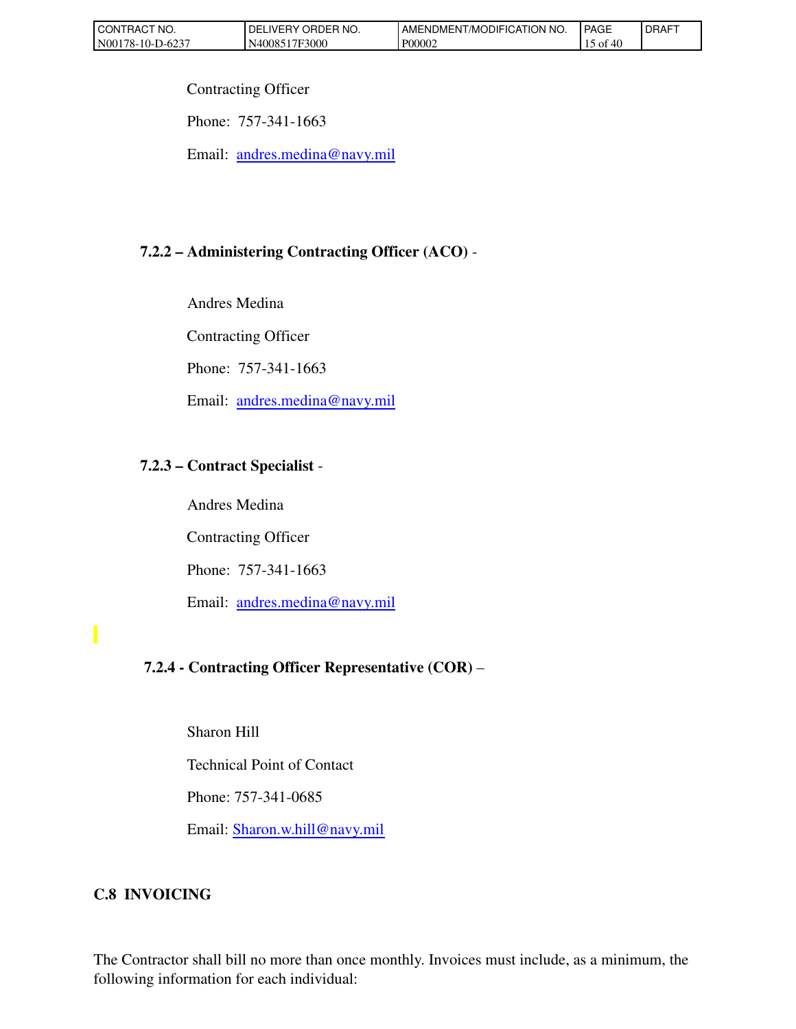Contracting Officer

Phone:  757-341-1663

Email:  andres.medina@navy.mil

**7.2.2 – Administering Contracting Officer (ACO)** -

Andres Medina

Contracting Officer

Phone:  757-341-1663

Email:  andres.medina@navy.mil

**7.2.3 – Contract Specialist** -

Andres Medina

Contracting Officer

Phone:  757-341-1663

Email:  andres.medina@navy.mil

**7.2.4 - Contracting Officer Representative (COR)** –

Sharon Hill

Technical Point of Contact

Phone: 757-341-0685

Email: Sharon.w.hill@navy.mil

## C.8 INVOICING

The Contractor shall bill no more than once monthly. Invoices must include, as a minimum, the following information for each individual: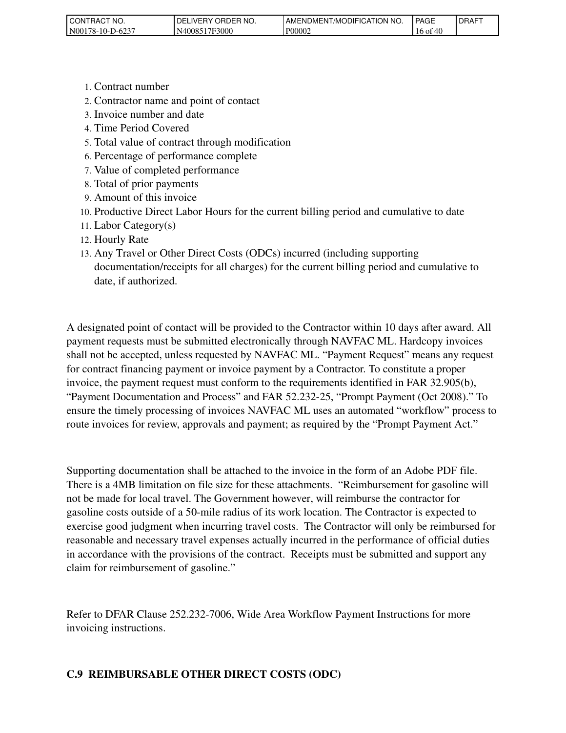1. Contract number
2. Contractor name and point of contact
3. Invoice number and date
4. Time Period Covered
5. Total value of contract through modification
6. Percentage of performance complete
7. Value of completed performance
8. Total of prior payments
9. Amount of this invoice
10. Productive Direct Labor Hours for the current billing period and cumulative to date
11. Labor Category(s)
12. Hourly Rate
13. Any Travel or Other Direct Costs (ODCs) incurred (including supporting documentation/receipts for all charges) for the current billing period and cumulative to date, if authorized.

A designated point of contact will be provided to the Contractor within 10 days after award. All payment requests must be submitted electronically through NAVFAC ML. Hardcopy invoices shall not be accepted, unless requested by NAVFAC ML. "Payment Request" means any request for contract financing payment or invoice payment by a Contractor. To constitute a proper invoice, the payment request must conform to the requirements identified in FAR 32.905(b), "Payment Documentation and Process" and FAR 52.232-25, "Prompt Payment (Oct 2008)." To ensure the timely processing of invoices NAVFAC ML uses an automated "workflow" process to route invoices for review, approvals and payment; as required by the "Prompt Payment Act."

Supporting documentation shall be attached to the invoice in the form of an Adobe PDF file. There is a 4MB limitation on file size for these attachments. "Reimbursement for gasoline will not be made for local travel. The Government however, will reimburse the contractor for gasoline costs outside of a 50-mile radius of its work location. The Contractor is expected to exercise good judgment when incurring travel costs. The Contractor will only be reimbursed for reasonable and necessary travel expenses actually incurred in the performance of official duties in accordance with the provisions of the contract. Receipts must be submitted and support any claim for reimbursement of gasoline."

Refer to DFAR Clause 252.232-7006, Wide Area Workflow Payment Instructions for more invoicing instructions.

## C.9 REIMBURSABLE OTHER DIRECT COSTS (ODC)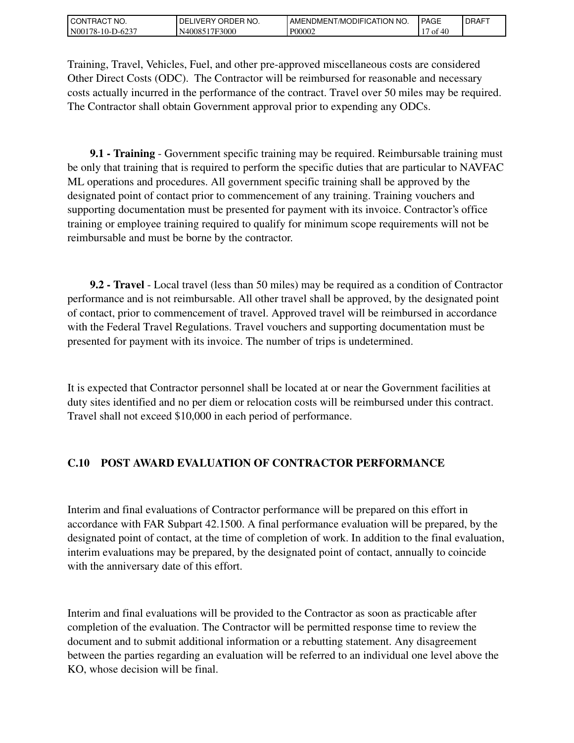Training, Travel, Vehicles, Fuel, and other pre-approved miscellaneous costs are considered Other Direct Costs (ODC). The Contractor will be reimbursed for reasonable and necessary costs actually incurred in the performance of the contract. Travel over 50 miles may be required. The Contractor shall obtain Government approval prior to expending any ODCs.

**9.1 - Training** - Government specific training may be required. Reimbursable training must be only that training that is required to perform the specific duties that are particular to NAVFAC ML operations and procedures. All government specific training shall be approved by the designated point of contact prior to commencement of any training. Training vouchers and supporting documentation must be presented for payment with its invoice. Contractor's office training or employee training required to qualify for minimum scope requirements will not be reimbursable and must be borne by the contractor.

**9.2 - Travel** - Local travel (less than 50 miles) may be required as a condition of Contractor performance and is not reimbursable. All other travel shall be approved, by the designated point of contact, prior to commencement of travel. Approved travel will be reimbursed in accordance with the Federal Travel Regulations. Travel vouchers and supporting documentation must be presented for payment with its invoice. The number of trips is undetermined.

It is expected that Contractor personnel shall be located at or near the Government facilities at duty sites identified and no per diem or relocation costs will be reimbursed under this contract. Travel shall not exceed $10,000 in each period of performance.

## C.10 POST AWARD EVALUATION OF CONTRACTOR PERFORMANCE

Interim and final evaluations of Contractor performance will be prepared on this effort in accordance with FAR Subpart 42.1500. A final performance evaluation will be prepared, by the designated point of contact, at the time of completion of work. In addition to the final evaluation, interim evaluations may be prepared, by the designated point of contact, annually to coincide with the anniversary date of this effort.

Interim and final evaluations will be provided to the Contractor as soon as practicable after completion of the evaluation. The Contractor will be permitted response time to review the document and to submit additional information or a rebutting statement. Any disagreement between the parties regarding an evaluation will be referred to an individual one level above the KO, whose decision will be final.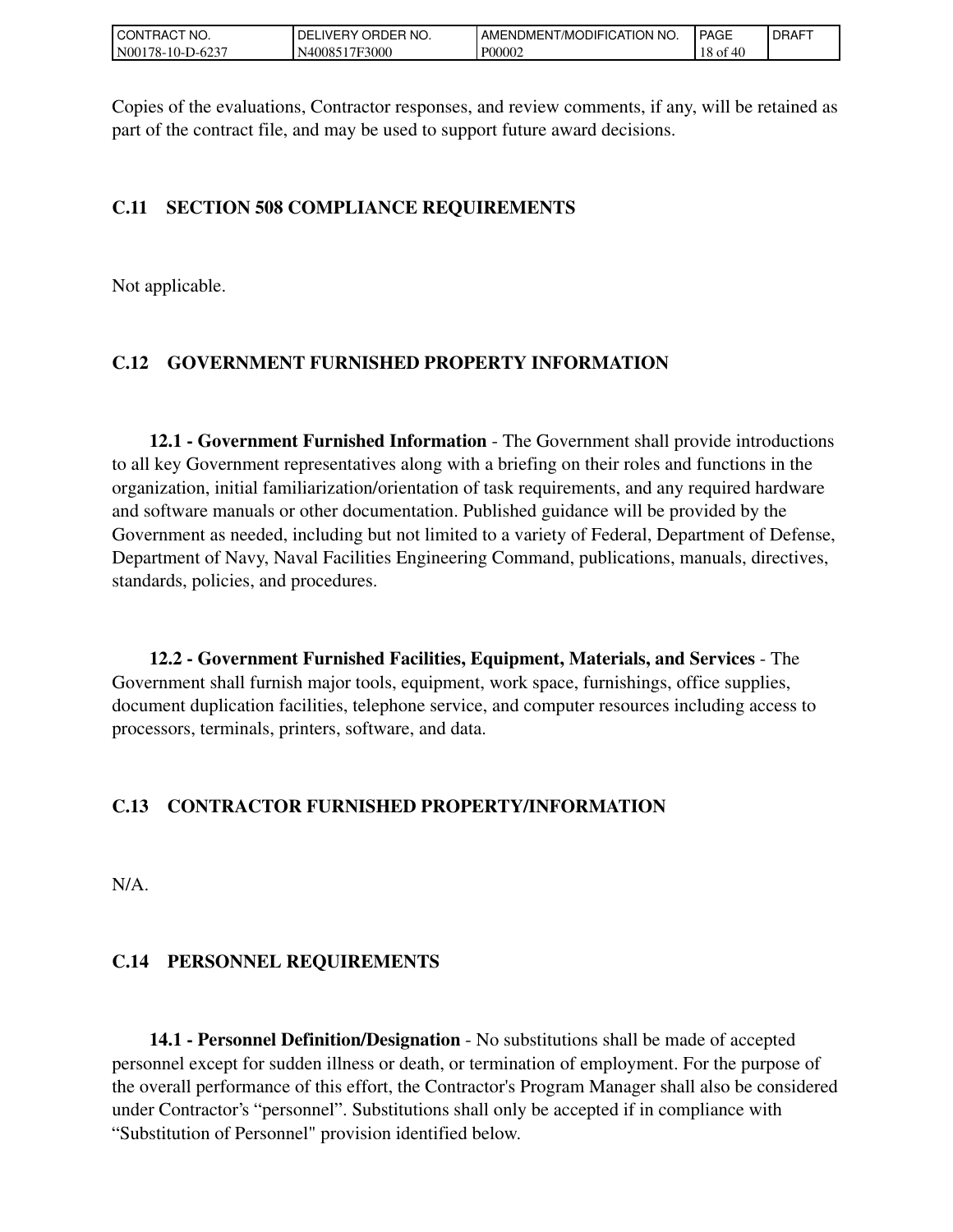Copies of the evaluations, Contractor responses, and review comments, if any, will be retained as part of the contract file, and may be used to support future award decisions.

## C.11 SECTION 508 COMPLIANCE REQUIREMENTS

Not applicable.

## C.12 GOVERNMENT FURNISHED PROPERTY INFORMATION

**12.1 - Government Furnished Information** - The Government shall provide introductions to all key Government representatives along with a briefing on their roles and functions in the organization, initial familiarization/orientation of task requirements, and any required hardware and software manuals or other documentation. Published guidance will be provided by the Government as needed, including but not limited to a variety of Federal, Department of Defense, Department of Navy, Naval Facilities Engineering Command, publications, manuals, directives, standards, policies, and procedures.

**12.2 - Government Furnished Facilities, Equipment, Materials, and Services** - The Government shall furnish major tools, equipment, work space, furnishings, office supplies, document duplication facilities, telephone service, and computer resources including access to processors, terminals, printers, software, and data.

## C.13 CONTRACTOR FURNISHED PROPERTY/INFORMATION

N/A.

## C.14 PERSONNEL REQUIREMENTS

**14.1 - Personnel Definition/Designation** - No substitutions shall be made of accepted personnel except for sudden illness or death, or termination of employment. For the purpose of the overall performance of this effort, the Contractor's Program Manager shall also be considered under Contractor's "personnel". Substitutions shall only be accepted if in compliance with "Substitution of Personnel" provision identified below.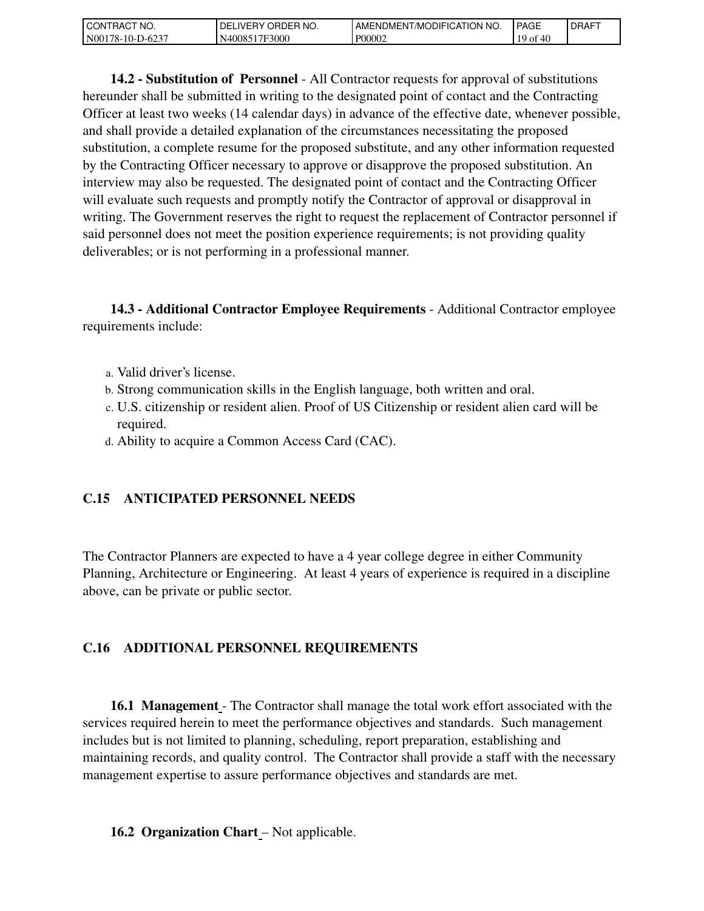**14.2 - Substitution of Personnel** - All Contractor requests for approval of substitutions hereunder shall be submitted in writing to the designated point of contact and the Contracting Officer at least two weeks (14 calendar days) in advance of the effective date, whenever possible, and shall provide a detailed explanation of the circumstances necessitating the proposed substitution, a complete resume for the proposed substitute, and any other information requested by the Contracting Officer necessary to approve or disapprove the proposed substitution. An interview may also be requested. The designated point of contact and the Contracting Officer will evaluate such requests and promptly notify the Contractor of approval or disapproval in writing. The Government reserves the right to request the replacement of Contractor personnel if said personnel does not meet the position experience requirements; is not providing quality deliverables; or is not performing in a professional manner.

**14.3 - Additional Contractor Employee Requirements** - Additional Contractor employee requirements include:

a. Valid driver's license.
b. Strong communication skills in the English language, both written and oral.
c. U.S. citizenship or resident alien. Proof of US Citizenship or resident alien card will be required.
d. Ability to acquire a Common Access Card (CAC).

## C.15 ANTICIPATED PERSONNEL NEEDS

The Contractor Planners are expected to have a 4 year college degree in either Community Planning, Architecture or Engineering. At least 4 years of experience is required in a discipline above, can be private or public sector.

## C.16 ADDITIONAL PERSONNEL REQUIREMENTS

**16.1 Management** - The Contractor shall manage the total work effort associated with the services required herein to meet the performance objectives and standards. Such management includes but is not limited to planning, scheduling, report preparation, establishing and maintaining records, and quality control. The Contractor shall provide a staff with the necessary management expertise to assure performance objectives and standards are met.

**16.2 Organization Chart** – Not applicable.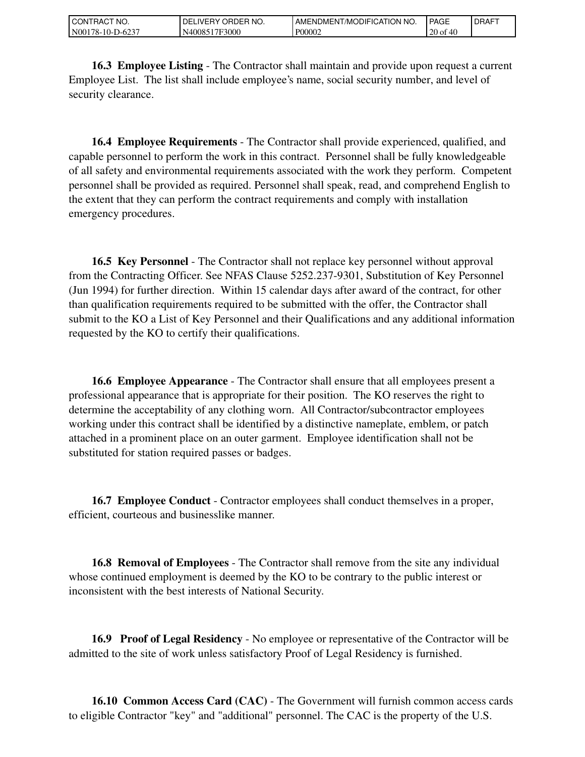**16.3 Employee Listing** - The Contractor shall maintain and provide upon request a current Employee List. The list shall include employee's name, social security number, and level of security clearance.

**16.4 Employee Requirements** - The Contractor shall provide experienced, qualified, and capable personnel to perform the work in this contract. Personnel shall be fully knowledgeable of all safety and environmental requirements associated with the work they perform. Competent personnel shall be provided as required. Personnel shall speak, read, and comprehend English to the extent that they can perform the contract requirements and comply with installation emergency procedures.

**16.5 Key Personnel** - The Contractor shall not replace key personnel without approval from the Contracting Officer. See NFAS Clause 5252.237-9301, Substitution of Key Personnel (Jun 1994) for further direction. Within 15 calendar days after award of the contract, for other than qualification requirements required to be submitted with the offer, the Contractor shall submit to the KO a List of Key Personnel and their Qualifications and any additional information requested by the KO to certify their qualifications.

**16.6 Employee Appearance** - The Contractor shall ensure that all employees present a professional appearance that is appropriate for their position. The KO reserves the right to determine the acceptability of any clothing worn. All Contractor/subcontractor employees working under this contract shall be identified by a distinctive nameplate, emblem, or patch attached in a prominent place on an outer garment. Employee identification shall not be substituted for station required passes or badges.

**16.7 Employee Conduct** - Contractor employees shall conduct themselves in a proper, efficient, courteous and businesslike manner.

**16.8 Removal of Employees** - The Contractor shall remove from the site any individual whose continued employment is deemed by the KO to be contrary to the public interest or inconsistent with the best interests of National Security.

**16.9 Proof of Legal Residency** - No employee or representative of the Contractor will be admitted to the site of work unless satisfactory Proof of Legal Residency is furnished.

**16.10 Common Access Card (CAC)** - The Government will furnish common access cards to eligible Contractor "key" and "additional" personnel. The CAC is the property of the U.S.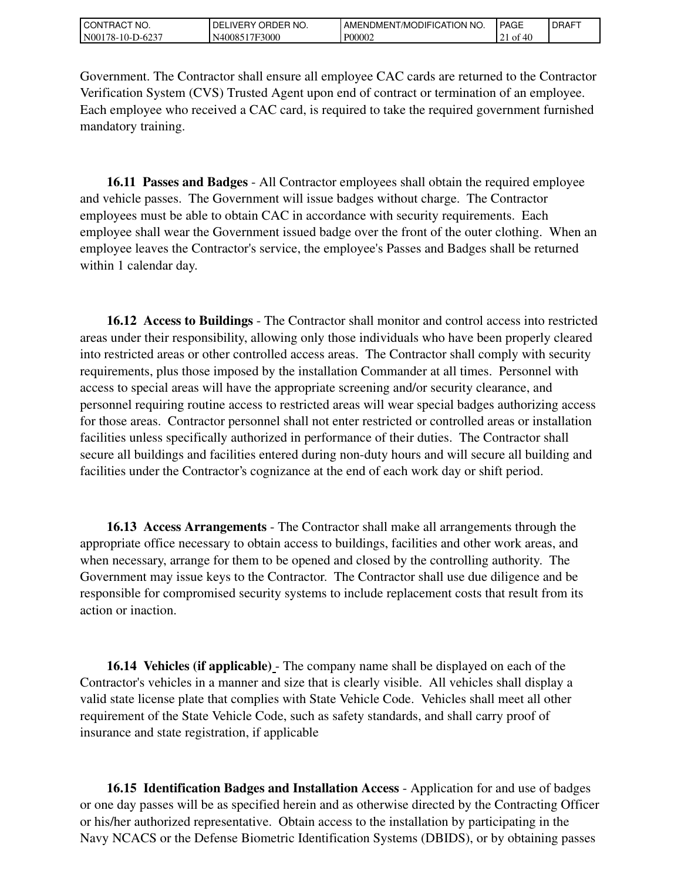Government. The Contractor shall ensure all employee CAC cards are returned to the Contractor Verification System (CVS) Trusted Agent upon end of contract or termination of an employee. Each employee who received a CAC card, is required to take the required government furnished mandatory training.

**16.11 Passes and Badges** - All Contractor employees shall obtain the required employee and vehicle passes. The Government will issue badges without charge. The Contractor employees must be able to obtain CAC in accordance with security requirements. Each employee shall wear the Government issued badge over the front of the outer clothing. When an employee leaves the Contractor's service, the employee's Passes and Badges shall be returned within 1 calendar day.

**16.12 Access to Buildings** - The Contractor shall monitor and control access into restricted areas under their responsibility, allowing only those individuals who have been properly cleared into restricted areas or other controlled access areas. The Contractor shall comply with security requirements, plus those imposed by the installation Commander at all times. Personnel with access to special areas will have the appropriate screening and/or security clearance, and personnel requiring routine access to restricted areas will wear special badges authorizing access for those areas. Contractor personnel shall not enter restricted or controlled areas or installation facilities unless specifically authorized in performance of their duties. The Contractor shall secure all buildings and facilities entered during non-duty hours and will secure all building and facilities under the Contractor's cognizance at the end of each work day or shift period.

**16.13 Access Arrangements** - The Contractor shall make all arrangements through the appropriate office necessary to obtain access to buildings, facilities and other work areas, and when necessary, arrange for them to be opened and closed by the controlling authority. The Government may issue keys to the Contractor. The Contractor shall use due diligence and be responsible for compromised security systems to include replacement costs that result from its action or inaction.

**16.14 Vehicles (if applicable)** - The company name shall be displayed on each of the Contractor's vehicles in a manner and size that is clearly visible. All vehicles shall display a valid state license plate that complies with State Vehicle Code. Vehicles shall meet all other requirement of the State Vehicle Code, such as safety standards, and shall carry proof of insurance and state registration, if applicable

**16.15 Identification Badges and Installation Access** - Application for and use of badges or one day passes will be as specified herein and as otherwise directed by the Contracting Officer or his/her authorized representative. Obtain access to the installation by participating in the Navy NCACS or the Defense Biometric Identification Systems (DBIDS), or by obtaining passes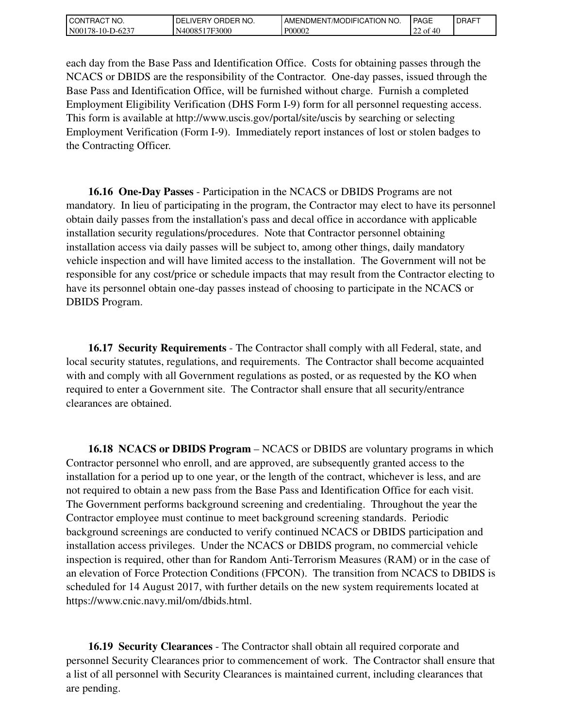each day from the Base Pass and Identification Office. Costs for obtaining passes through the NCACS or DBIDS are the responsibility of the Contractor. One-day passes, issued through the Base Pass and Identification Office, will be furnished without charge. Furnish a completed Employment Eligibility Verification (DHS Form I-9) form for all personnel requesting access. This form is available at http://www.uscis.gov/portal/site/uscis by searching or selecting Employment Verification (Form I-9). Immediately report instances of lost or stolen badges to the Contracting Officer.

**16.16 One-Day Passes** - Participation in the NCACS or DBIDS Programs are not mandatory. In lieu of participating in the program, the Contractor may elect to have its personnel obtain daily passes from the installation's pass and decal office in accordance with applicable installation security regulations/procedures. Note that Contractor personnel obtaining installation access via daily passes will be subject to, among other things, daily mandatory vehicle inspection and will have limited access to the installation. The Government will not be responsible for any cost/price or schedule impacts that may result from the Contractor electing to have its personnel obtain one-day passes instead of choosing to participate in the NCACS or DBIDS Program.

**16.17 Security Requirements** - The Contractor shall comply with all Federal, state, and local security statutes, regulations, and requirements. The Contractor shall become acquainted with and comply with all Government regulations as posted, or as requested by the KO when required to enter a Government site. The Contractor shall ensure that all security/entrance clearances are obtained.

**16.18 NCACS or DBIDS Program** – NCACS or DBIDS are voluntary programs in which Contractor personnel who enroll, and are approved, are subsequently granted access to the installation for a period up to one year, or the length of the contract, whichever is less, and are not required to obtain a new pass from the Base Pass and Identification Office for each visit. The Government performs background screening and credentialing. Throughout the year the Contractor employee must continue to meet background screening standards. Periodic background screenings are conducted to verify continued NCACS or DBIDS participation and installation access privileges. Under the NCACS or DBIDS program, no commercial vehicle inspection is required, other than for Random Anti-Terrorism Measures (RAM) or in the case of an elevation of Force Protection Conditions (FPCON). The transition from NCACS to DBIDS is scheduled for 14 August 2017, with further details on the new system requirements located at https://www.cnic.navy.mil/om/dbids.html.

**16.19 Security Clearances** - The Contractor shall obtain all required corporate and personnel Security Clearances prior to commencement of work. The Contractor shall ensure that a list of all personnel with Security Clearances is maintained current, including clearances that are pending.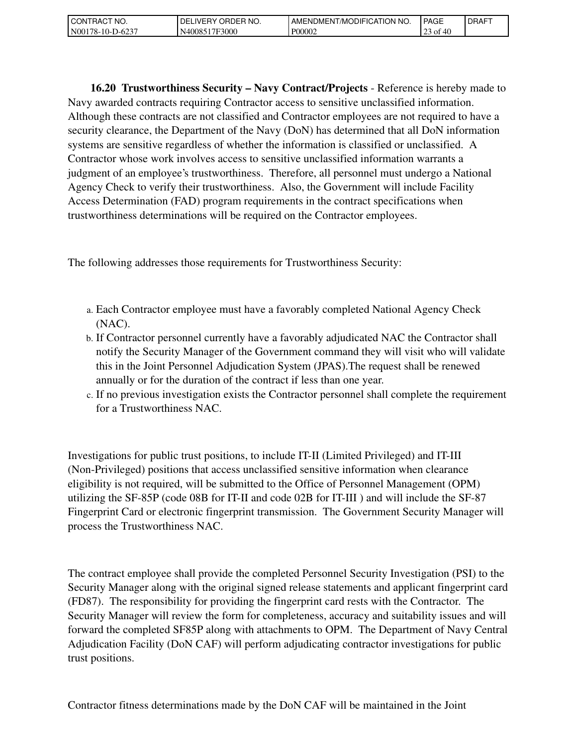**16.20 Trustworthiness Security – Navy Contract/Projects** - Reference is hereby made to Navy awarded contracts requiring Contractor access to sensitive unclassified information. Although these contracts are not classified and Contractor employees are not required to have a security clearance, the Department of the Navy (DoN) has determined that all DoN information systems are sensitive regardless of whether the information is classified or unclassified. A Contractor whose work involves access to sensitive unclassified information warrants a judgment of an employee's trustworthiness. Therefore, all personnel must undergo a National Agency Check to verify their trustworthiness. Also, the Government will include Facility Access Determination (FAD) program requirements in the contract specifications when trustworthiness determinations will be required on the Contractor employees.

The following addresses those requirements for Trustworthiness Security:

a. Each Contractor employee must have a favorably completed National Agency Check (NAC).
b. If Contractor personnel currently have a favorably adjudicated NAC the Contractor shall notify the Security Manager of the Government command they will visit who will validate this in the Joint Personnel Adjudication System (JPAS).The request shall be renewed annually or for the duration of the contract if less than one year.
c. If no previous investigation exists the Contractor personnel shall complete the requirement for a Trustworthiness NAC.

Investigations for public trust positions, to include IT-II (Limited Privileged) and IT-III (Non-Privileged) positions that access unclassified sensitive information when clearance eligibility is not required, will be submitted to the Office of Personnel Management (OPM) utilizing the SF-85P (code 08B for IT-II and code 02B for IT-III ) and will include the SF-87 Fingerprint Card or electronic fingerprint transmission. The Government Security Manager will process the Trustworthiness NAC.

The contract employee shall provide the completed Personnel Security Investigation (PSI) to the Security Manager along with the original signed release statements and applicant fingerprint card (FD87). The responsibility for providing the fingerprint card rests with the Contractor. The Security Manager will review the form for completeness, accuracy and suitability issues and will forward the completed SF85P along with attachments to OPM. The Department of Navy Central Adjudication Facility (DoN CAF) will perform adjudicating contractor investigations for public trust positions.

Contractor fitness determinations made by the DoN CAF will be maintained in the Joint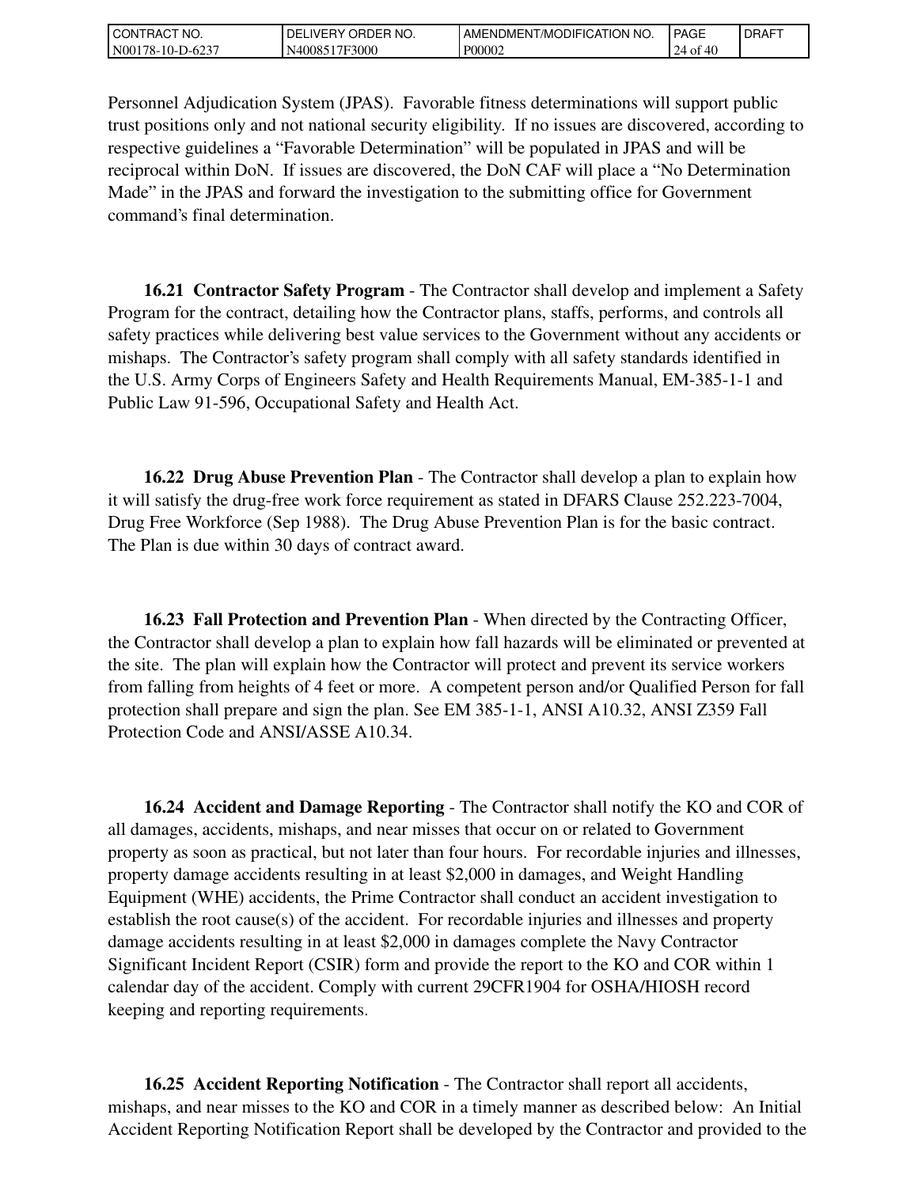Personnel Adjudication System (JPAS). Favorable fitness determinations will support public trust positions only and not national security eligibility. If no issues are discovered, according to respective guidelines a "Favorable Determination" will be populated in JPAS and will be reciprocal within DoN. If issues are discovered, the DoN CAF will place a "No Determination Made" in the JPAS and forward the investigation to the submitting office for Government command's final determination.

**16.21 Contractor Safety Program** - The Contractor shall develop and implement a Safety Program for the contract, detailing how the Contractor plans, staffs, performs, and controls all safety practices while delivering best value services to the Government without any accidents or mishaps. The Contractor's safety program shall comply with all safety standards identified in the U.S. Army Corps of Engineers Safety and Health Requirements Manual, EM-385-1-1 and Public Law 91-596, Occupational Safety and Health Act.

**16.22 Drug Abuse Prevention Plan** - The Contractor shall develop a plan to explain how it will satisfy the drug-free work force requirement as stated in DFARS Clause 252.223-7004, Drug Free Workforce (Sep 1988). The Drug Abuse Prevention Plan is for the basic contract. The Plan is due within 30 days of contract award.

**16.23 Fall Protection and Prevention Plan** - When directed by the Contracting Officer, the Contractor shall develop a plan to explain how fall hazards will be eliminated or prevented at the site. The plan will explain how the Contractor will protect and prevent its service workers from falling from heights of 4 feet or more. A competent person and/or Qualified Person for fall protection shall prepare and sign the plan. See EM 385-1-1, ANSI A10.32, ANSI Z359 Fall Protection Code and ANSI/ASSE A10.34.

**16.24 Accident and Damage Reporting** - The Contractor shall notify the KO and COR of all damages, accidents, mishaps, and near misses that occur on or related to Government property as soon as practical, but not later than four hours. For recordable injuries and illnesses, property damage accidents resulting in at least $2,000 in damages, and Weight Handling Equipment (WHE) accidents, the Prime Contractor shall conduct an accident investigation to establish the root cause(s) of the accident. For recordable injuries and illnesses and property damage accidents resulting in at least $2,000 in damages complete the Navy Contractor Significant Incident Report (CSIR) form and provide the report to the KO and COR within 1 calendar day of the accident. Comply with current 29CFR1904 for OSHA/HIOSH record keeping and reporting requirements.

**16.25 Accident Reporting Notification** - The Contractor shall report all accidents, mishaps, and near misses to the KO and COR in a timely manner as described below: An Initial Accident Reporting Notification Report shall be developed by the Contractor and provided to the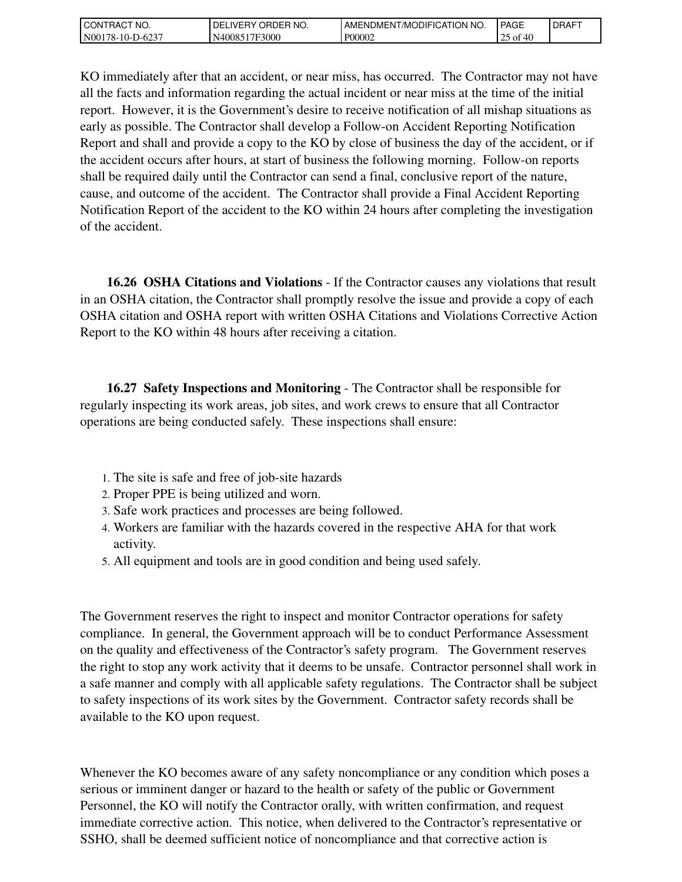KO immediately after that an accident, or near miss, has occurred. The Contractor may not have all the facts and information regarding the actual incident or near miss at the time of the initial report. However, it is the Government's desire to receive notification of all mishap situations as early as possible. The Contractor shall develop a Follow-on Accident Reporting Notification Report and shall and provide a copy to the KO by close of business the day of the accident, or if the accident occurs after hours, at start of business the following morning. Follow-on reports shall be required daily until the Contractor can send a final, conclusive report of the nature, cause, and outcome of the accident. The Contractor shall provide a Final Accident Reporting Notification Report of the accident to the KO within 24 hours after completing the investigation of the accident.

**16.26 OSHA Citations and Violations** - If the Contractor causes any violations that result in an OSHA citation, the Contractor shall promptly resolve the issue and provide a copy of each OSHA citation and OSHA report with written OSHA Citations and Violations Corrective Action Report to the KO within 48 hours after receiving a citation.

**16.27 Safety Inspections and Monitoring** - The Contractor shall be responsible for regularly inspecting its work areas, job sites, and work crews to ensure that all Contractor operations are being conducted safely. These inspections shall ensure:

1. The site is safe and free of job-site hazards
2. Proper PPE is being utilized and worn.
3. Safe work practices and processes are being followed.
4. Workers are familiar with the hazards covered in the respective AHA for that work activity.
5. All equipment and tools are in good condition and being used safely.

The Government reserves the right to inspect and monitor Contractor operations for safety compliance. In general, the Government approach will be to conduct Performance Assessment on the quality and effectiveness of the Contractor's safety program. The Government reserves the right to stop any work activity that it deems to be unsafe. Contractor personnel shall work in a safe manner and comply with all applicable safety regulations. The Contractor shall be subject to safety inspections of its work sites by the Government. Contractor safety records shall be available to the KO upon request.

Whenever the KO becomes aware of any safety noncompliance or any condition which poses a serious or imminent danger or hazard to the health or safety of the public or Government Personnel, the KO will notify the Contractor orally, with written confirmation, and request immediate corrective action. This notice, when delivered to the Contractor's representative or SSHO, shall be deemed sufficient notice of noncompliance and that corrective action is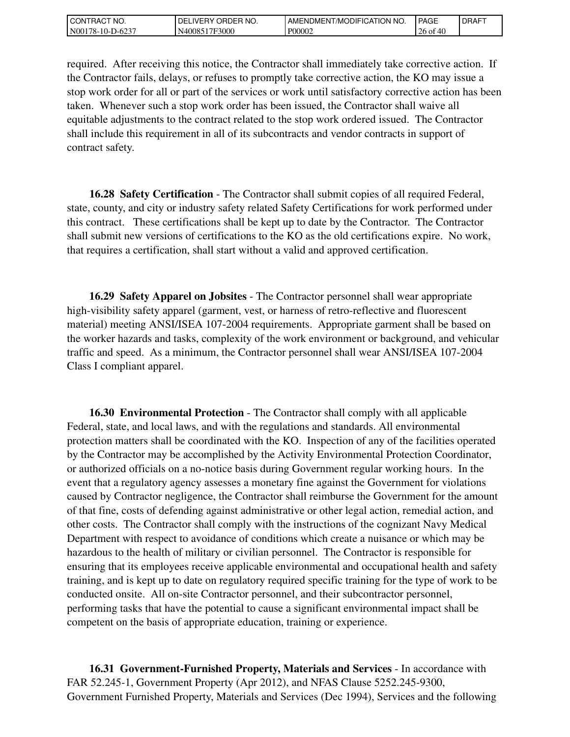required. After receiving this notice, the Contractor shall immediately take corrective action. If the Contractor fails, delays, or refuses to promptly take corrective action, the KO may issue a stop work order for all or part of the services or work until satisfactory corrective action has been taken. Whenever such a stop work order has been issued, the Contractor shall waive all equitable adjustments to the contract related to the stop work ordered issued. The Contractor shall include this requirement in all of its subcontracts and vendor contracts in support of contract safety.

**16.28 Safety Certification** - The Contractor shall submit copies of all required Federal, state, county, and city or industry safety related Safety Certifications for work performed under this contract. These certifications shall be kept up to date by the Contractor. The Contractor shall submit new versions of certifications to the KO as the old certifications expire. No work, that requires a certification, shall start without a valid and approved certification.

**16.29 Safety Apparel on Jobsites** - The Contractor personnel shall wear appropriate high-visibility safety apparel (garment, vest, or harness of retro-reflective and fluorescent material) meeting ANSI/ISEA 107-2004 requirements. Appropriate garment shall be based on the worker hazards and tasks, complexity of the work environment or background, and vehicular traffic and speed. As a minimum, the Contractor personnel shall wear ANSI/ISEA 107-2004 Class I compliant apparel.

**16.30 Environmental Protection** - The Contractor shall comply with all applicable Federal, state, and local laws, and with the regulations and standards. All environmental protection matters shall be coordinated with the KO. Inspection of any of the facilities operated by the Contractor may be accomplished by the Activity Environmental Protection Coordinator, or authorized officials on a no-notice basis during Government regular working hours. In the event that a regulatory agency assesses a monetary fine against the Government for violations caused by Contractor negligence, the Contractor shall reimburse the Government for the amount of that fine, costs of defending against administrative or other legal action, remedial action, and other costs. The Contractor shall comply with the instructions of the cognizant Navy Medical Department with respect to avoidance of conditions which create a nuisance or which may be hazardous to the health of military or civilian personnel. The Contractor is responsible for ensuring that its employees receive applicable environmental and occupational health and safety training, and is kept up to date on regulatory required specific training for the type of work to be conducted onsite. All on-site Contractor personnel, and their subcontractor personnel, performing tasks that have the potential to cause a significant environmental impact shall be competent on the basis of appropriate education, training or experience.

**16.31 Government-Furnished Property, Materials and Services** - In accordance with FAR 52.245-1, Government Property (Apr 2012), and NFAS Clause 5252.245-9300, Government Furnished Property, Materials and Services (Dec 1994), Services and the following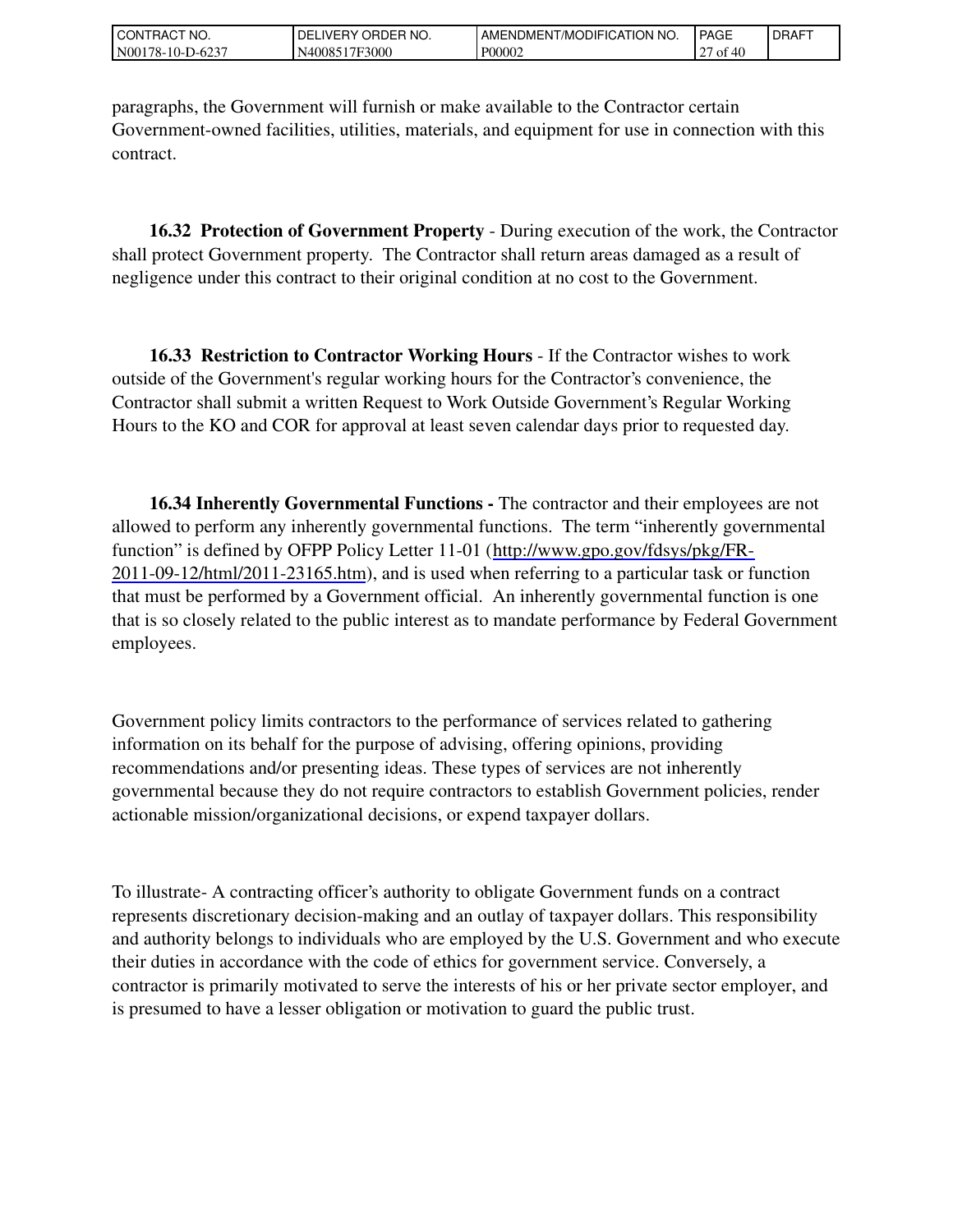paragraphs, the Government will furnish or make available to the Contractor certain Government-owned facilities, utilities, materials, and equipment for use in connection with this contract.

**16.32 Protection of Government Property** - During execution of the work, the Contractor shall protect Government property. The Contractor shall return areas damaged as a result of negligence under this contract to their original condition at no cost to the Government.

**16.33 Restriction to Contractor Working Hours** - If the Contractor wishes to work outside of the Government's regular working hours for the Contractor's convenience, the Contractor shall submit a written Request to Work Outside Government's Regular Working Hours to the KO and COR for approval at least seven calendar days prior to requested day.

**16.34 Inherently Governmental Functions -** The contractor and their employees are not allowed to perform any inherently governmental functions. The term "inherently governmental function" is defined by OFPP Policy Letter 11-01 (http://www.gpo.gov/fdsys/pkg/FR-2011-09-12/html/2011-23165.htm), and is used when referring to a particular task or function that must be performed by a Government official. An inherently governmental function is one that is so closely related to the public interest as to mandate performance by Federal Government employees.

Government policy limits contractors to the performance of services related to gathering information on its behalf for the purpose of advising, offering opinions, providing recommendations and/or presenting ideas. These types of services are not inherently governmental because they do not require contractors to establish Government policies, render actionable mission/organizational decisions, or expend taxpayer dollars.

To illustrate- A contracting officer's authority to obligate Government funds on a contract represents discretionary decision-making and an outlay of taxpayer dollars. This responsibility and authority belongs to individuals who are employed by the U.S. Government and who execute their duties in accordance with the code of ethics for government service. Conversely, a contractor is primarily motivated to serve the interests of his or her private sector employer, and is presumed to have a lesser obligation or motivation to guard the public trust.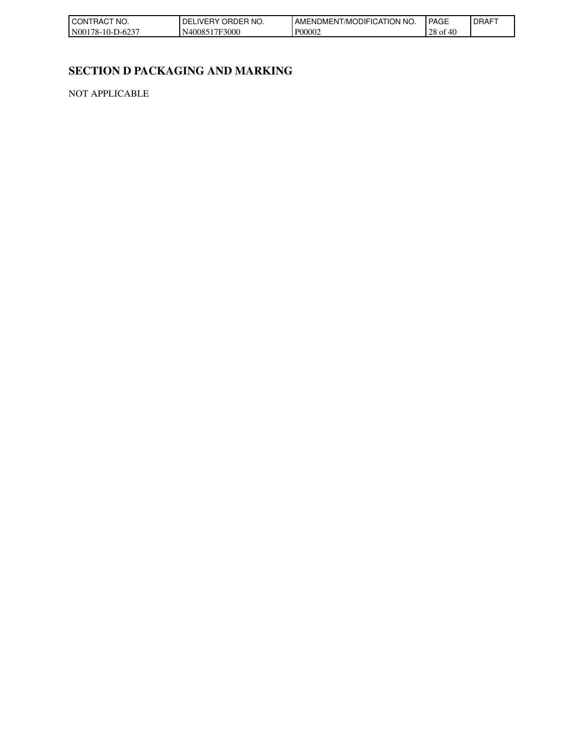## SECTION D PACKAGING AND MARKING

NOT APPLICABLE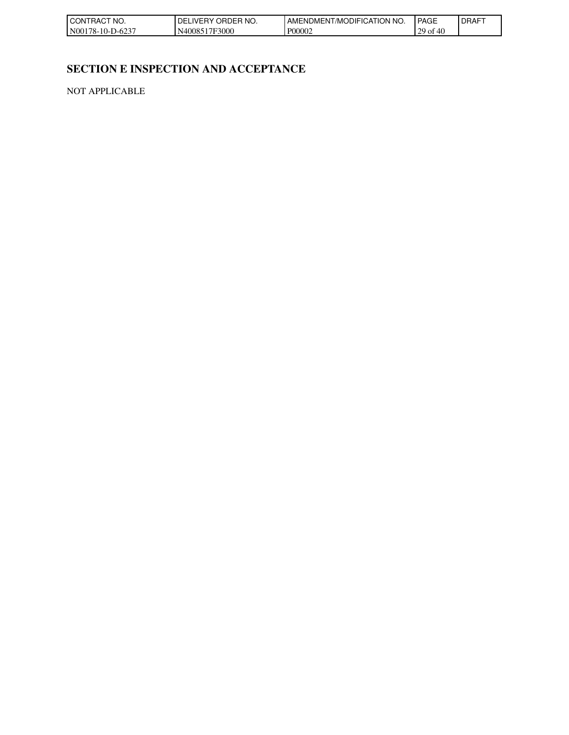## SECTION E INSPECTION AND ACCEPTANCE

NOT APPLICABLE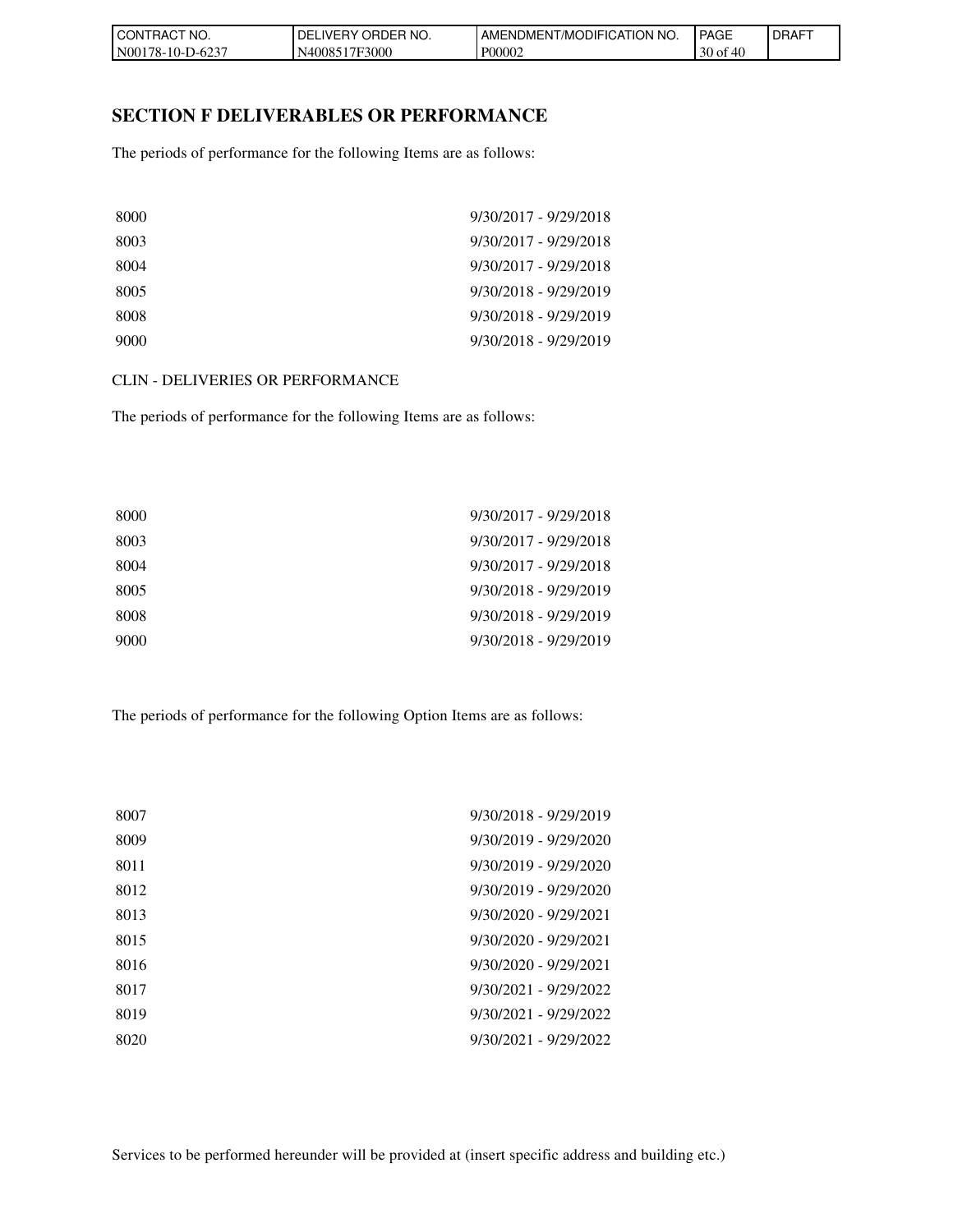## SECTION F DELIVERABLES OR PERFORMANCE

The periods of performance for the following Items are as follows:

| | |
|---|---|
| 8000 | 9/30/2017 - 9/29/2018 |
| 8003 | 9/30/2017 - 9/29/2018 |
| 8004 | 9/30/2017 - 9/29/2018 |
| 8005 | 9/30/2018 - 9/29/2019 |
| 8008 | 9/30/2018 - 9/29/2019 |
| 9000 | 9/30/2018 - 9/29/2019 |

CLIN - DELIVERIES OR PERFORMANCE

The periods of performance for the following Items are as follows:

| | |
|---|---|
| 8000 | 9/30/2017 - 9/29/2018 |
| 8003 | 9/30/2017 - 9/29/2018 |
| 8004 | 9/30/2017 - 9/29/2018 |
| 8005 | 9/30/2018 - 9/29/2019 |
| 8008 | 9/30/2018 - 9/29/2019 |
| 9000 | 9/30/2018 - 9/29/2019 |

The periods of performance for the following Option Items are as follows:

| | |
|---|---|
| 8007 | 9/30/2018 - 9/29/2019 |
| 8009 | 9/30/2019 - 9/29/2020 |
| 8011 | 9/30/2019 - 9/29/2020 |
| 8012 | 9/30/2019 - 9/29/2020 |
| 8013 | 9/30/2020 - 9/29/2021 |
| 8015 | 9/30/2020 - 9/29/2021 |
| 8016 | 9/30/2020 - 9/29/2021 |
| 8017 | 9/30/2021 - 9/29/2022 |
| 8019 | 9/30/2021 - 9/29/2022 |
| 8020 | 9/30/2021 - 9/29/2022 |

Services to be performed hereunder will be provided at (insert specific address and building etc.)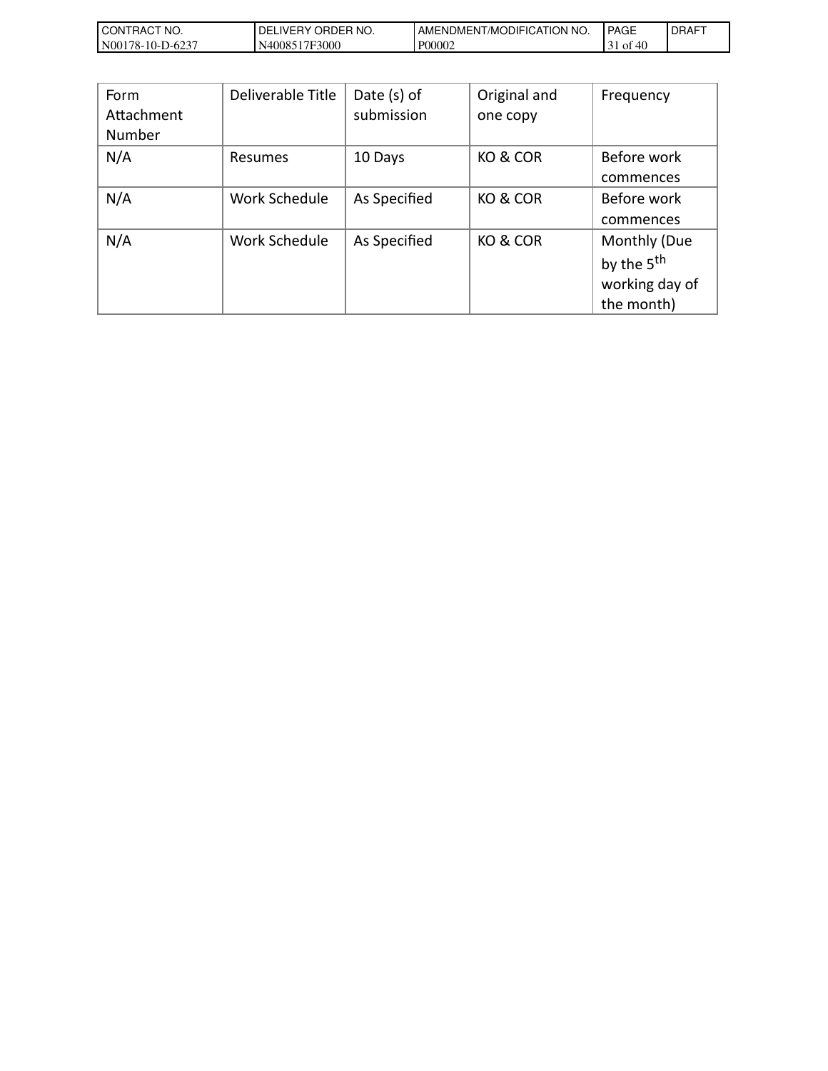| Form Attachment Number | Deliverable Title | Date (s) of submission | Original and one copy | Frequency |
|---|---|---|---|---|
| N/A | Resumes | 10 Days | KO & COR | Before work commences |
| N/A | Work Schedule | As Specified | KO & COR | Before work commences |
| N/A | Work Schedule | As Specified | KO & COR | Monthly (Due by the 5th working day of the month) |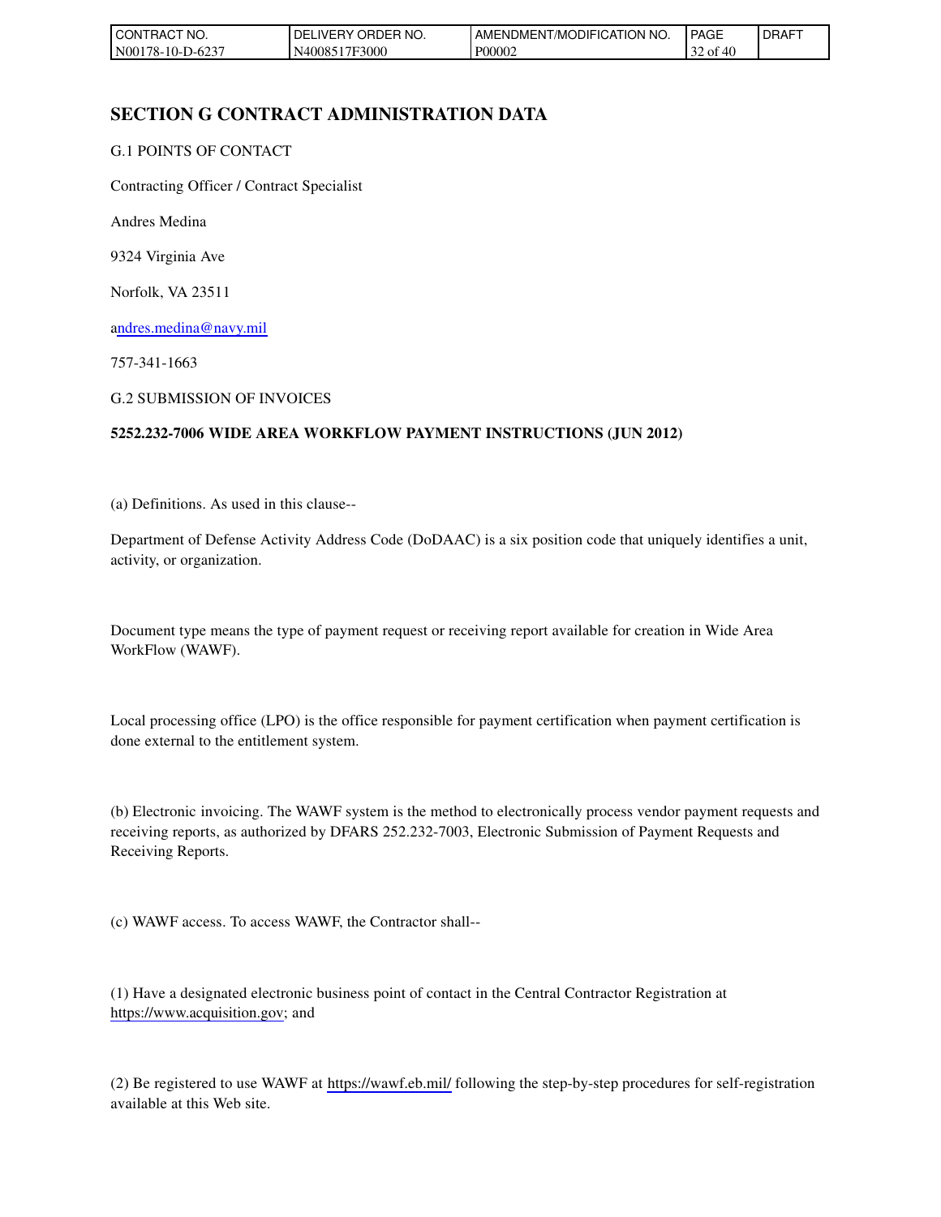## SECTION G CONTRACT ADMINISTRATION DATA

G.1 POINTS OF CONTACT

Contracting Officer / Contract Specialist

Andres Medina

9324 Virginia Ave

Norfolk, VA 23511

andres.medina@navy.mil

757-341-1663

G.2 SUBMISSION OF INVOICES

**5252.232-7006 WIDE AREA WORKFLOW PAYMENT INSTRUCTIONS (JUN 2012)**

(a) Definitions. As used in this clause--

Department of Defense Activity Address Code (DoDAAC) is a six position code that uniquely identifies a unit, activity, or organization.

Document type means the type of payment request or receiving report available for creation in Wide Area WorkFlow (WAWF).

Local processing office (LPO) is the office responsible for payment certification when payment certification is done external to the entitlement system.

(b) Electronic invoicing. The WAWF system is the method to electronically process vendor payment requests and receiving reports, as authorized by DFARS 252.232-7003, Electronic Submission of Payment Requests and Receiving Reports.

(c) WAWF access. To access WAWF, the Contractor shall--

(1) Have a designated electronic business point of contact in the Central Contractor Registration at https://www.acquisition.gov; and

(2) Be registered to use WAWF at https://wawf.eb.mil/ following the step-by-step procedures for self-registration available at this Web site.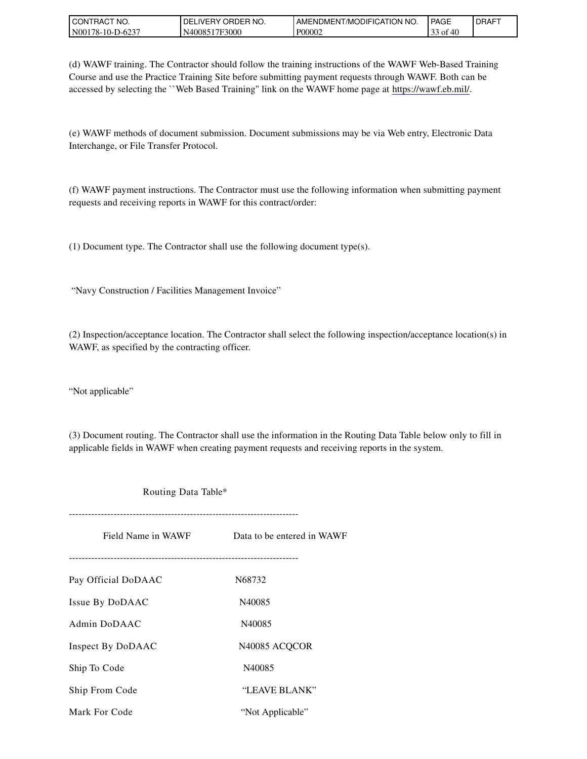(d) WAWF training. The Contractor should follow the training instructions of the WAWF Web-Based Training Course and use the Practice Training Site before submitting payment requests through WAWF. Both can be accessed by selecting the ``Web Based Training'' link on the WAWF home page at https://wawf.eb.mil/.

(e) WAWF methods of document submission. Document submissions may be via Web entry, Electronic Data Interchange, or File Transfer Protocol.

(f) WAWF payment instructions. The Contractor must use the following information when submitting payment requests and receiving reports in WAWF for this contract/order:

(1) Document type. The Contractor shall use the following document type(s).

"Navy Construction / Facilities Management Invoice"

(2) Inspection/acceptance location. The Contractor shall select the following inspection/acceptance location(s) in WAWF, as specified by the contracting officer.

"Not applicable"

(3) Document routing. The Contractor shall use the information in the Routing Data Table below only to fill in applicable fields in WAWF when creating payment requests and receiving reports in the system.

Routing Data Table*

| Field Name in WAWF | Data to be entered in WAWF |
| --- | --- |
| Pay Official DoDAAC | N68732 |
| Issue By DoDAAC | N40085 |
| Admin DoDAAC | N40085 |
| Inspect By DoDAAC | N40085 ACQCOR |
| Ship To Code | N40085 |
| Ship From Code | "LEAVE BLANK" |
| Mark For Code | "Not Applicable" |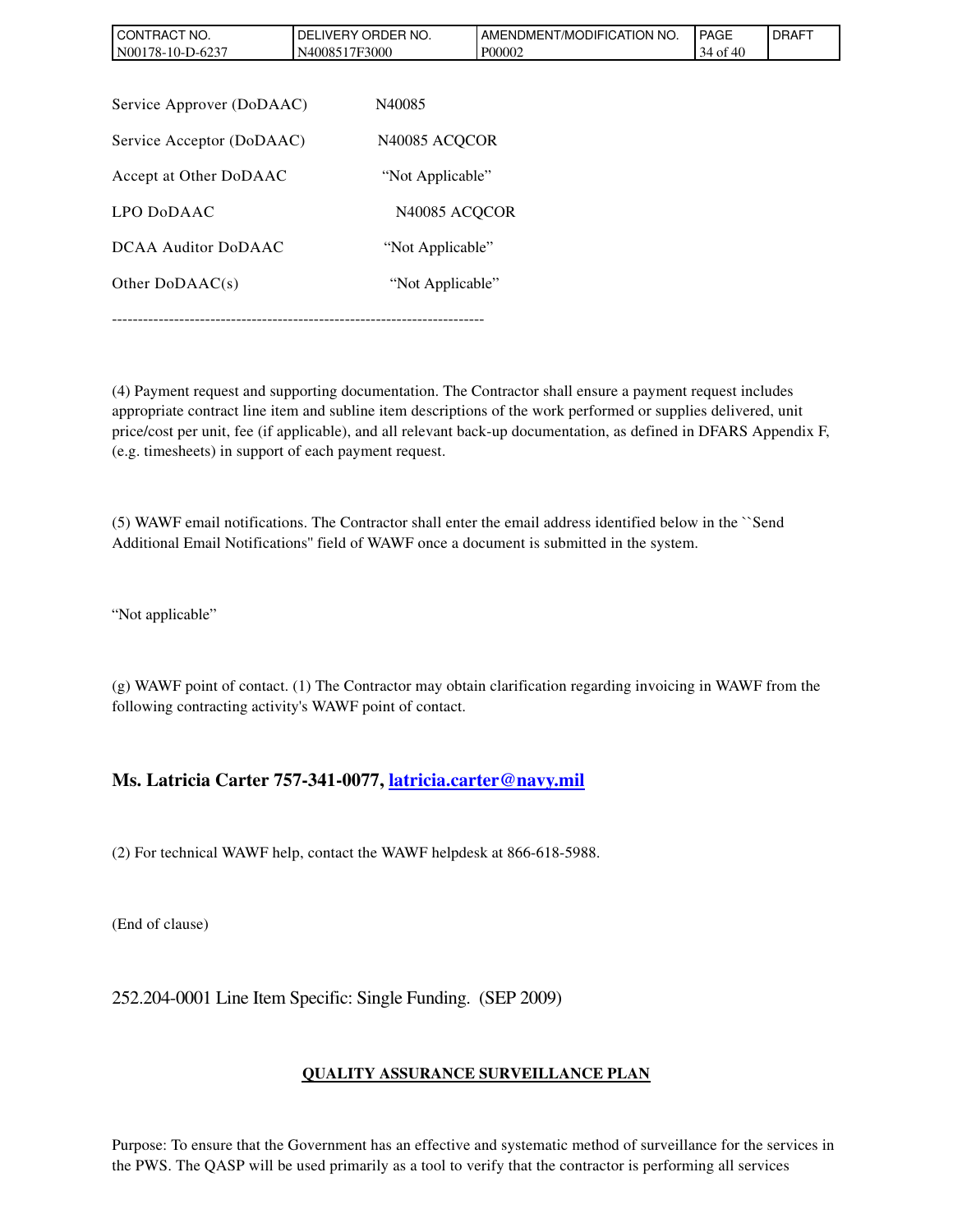| | |
|---|---|
| Service Approver (DoDAAC) | N40085 |
| Service Acceptor (DoDAAC) | N40085 ACQCOR |
| Accept at Other DoDAAC | "Not Applicable" |
| LPO DoDAAC | N40085 ACQCOR |
| DCAA Auditor DoDAAC | "Not Applicable" |
| Other DoDAAC(s) | "Not Applicable" |

-----------------------------------------------------------------------

(4) Payment request and supporting documentation. The Contractor shall ensure a payment request includes appropriate contract line item and subline item descriptions of the work performed or supplies delivered, unit price/cost per unit, fee (if applicable), and all relevant back-up documentation, as defined in DFARS Appendix F, (e.g. timesheets) in support of each payment request.

(5) WAWF email notifications. The Contractor shall enter the email address identified below in the ``Send Additional Email Notifications'' field of WAWF once a document is submitted in the system.

"Not applicable"

(g) WAWF point of contact. (1) The Contractor may obtain clarification regarding invoicing in WAWF from the following contracting activity's WAWF point of contact.

**Ms. Latricia Carter 757-341-0077, latricia.carter@navy.mil**

(2) For technical WAWF help, contact the WAWF helpdesk at 866-618-5988.

(End of clause)

252.204-0001 Line Item Specific: Single Funding. (SEP 2009)

**QUALITY ASSURANCE SURVEILLANCE PLAN**

Purpose: To ensure that the Government has an effective and systematic method of surveillance for the services in the PWS. The QASP will be used primarily as a tool to verify that the contractor is performing all services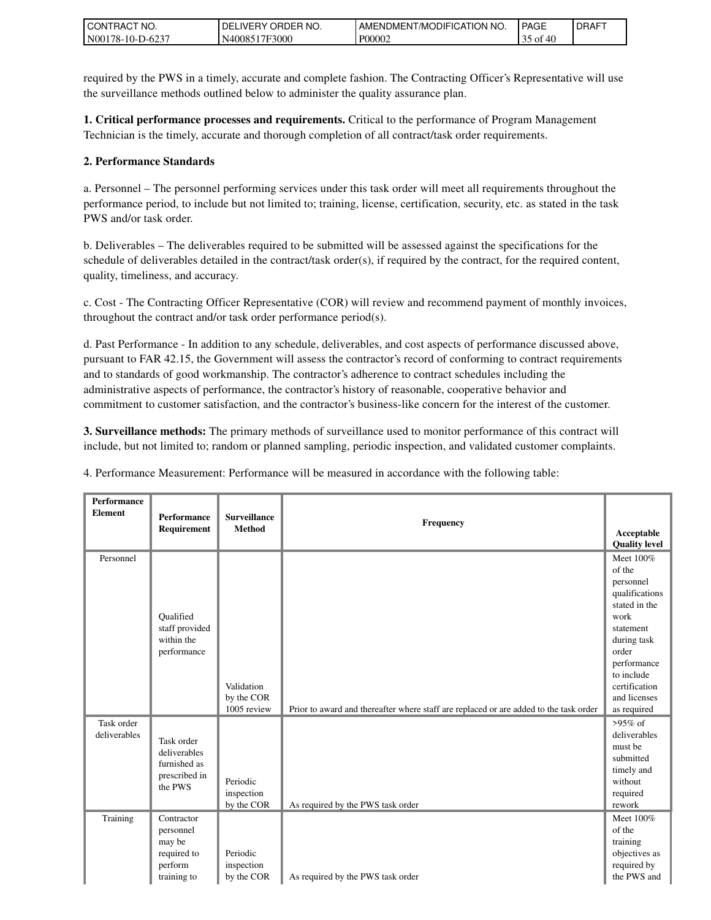required by the PWS in a timely, accurate and complete fashion. The Contracting Officer's Representative will use the surveillance methods outlined below to administer the quality assurance plan.

**1. Critical performance processes and requirements.** Critical to the performance of Program Management Technician is the timely, accurate and thorough completion of all contract/task order requirements.

**2. Performance Standards**

a. Personnel – The personnel performing services under this task order will meet all requirements throughout the performance period, to include but not limited to; training, license, certification, security, etc. as stated in the task PWS and/or task order.

b. Deliverables – The deliverables required to be submitted will be assessed against the specifications for the schedule of deliverables detailed in the contract/task order(s), if required by the contract, for the required content, quality, timeliness, and accuracy.

c. Cost - The Contracting Officer Representative (COR) will review and recommend payment of monthly invoices, throughout the contract and/or task order performance period(s).

d. Past Performance - In addition to any schedule, deliverables, and cost aspects of performance discussed above, pursuant to FAR 42.15, the Government will assess the contractor's record of conforming to contract requirements and to standards of good workmanship. The contractor's adherence to contract schedules including the administrative aspects of performance, the contractor's history of reasonable, cooperative behavior and commitment to customer satisfaction, and the contractor's business-like concern for the interest of the customer.

**3. Surveillance methods:** The primary methods of surveillance used to monitor performance of this contract will include, but not limited to; random or planned sampling, periodic inspection, and validated customer complaints.

4. Performance Measurement: Performance will be measured in accordance with the following table:

| Performance Element | Performance Requirement | Surveillance Method | Frequency | Acceptable Quality level |
|---|---|---|---|---|
| Personnel | Qualified staff provided within the performance | Validation by the COR 1005 review | Prior to award and thereafter where staff are replaced or are added to the task order | Meet 100% of the personnel qualifications stated in the work statement during task order performance to include certification and licenses as required |
| Task order deliverables | Task order deliverables furnished as prescribed in the PWS | Periodic inspection by the COR | As required by the PWS task order | >95% of deliverables must be submitted timely and without required rework |
| Training | Contractor personnel may be required to perform training to | Periodic inspection by the COR | As required by the PWS task order | Meet 100% of the training objectives as required by the PWS and |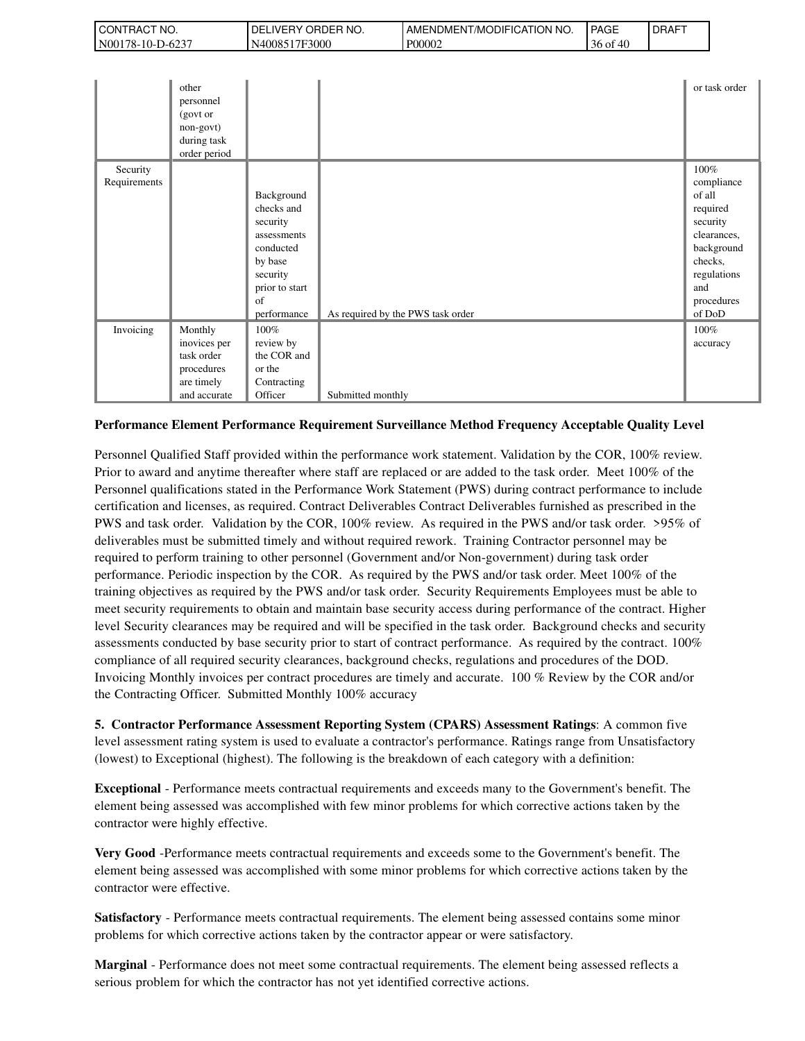| | other personnel (govt or non-govt) during task order period | | | or task order |
|---|---|---|---|---|
| Security Requirements | | Background checks and security assessments conducted by base security prior to start of performance | As required by the PWS task order | 100% compliance of all required security clearances, background checks, regulations and procedures of DoD |
| Invoicing | Monthly inovices per task order procedures are timely and accurate | 100% review by the COR and or the Contracting Officer | Submitted monthly | 100% accuracy |

**Performance Element Performance Requirement Surveillance Method Frequency Acceptable Quality Level**

Personnel Qualified Staff provided within the performance work statement. Validation by the COR, 100% review. Prior to award and anytime thereafter where staff are replaced or are added to the task order. Meet 100% of the Personnel qualifications stated in the Performance Work Statement (PWS) during contract performance to include certification and licenses, as required. Contract Deliverables Contract Deliverables furnished as prescribed in the PWS and task order. Validation by the COR, 100% review. As required in the PWS and/or task order. >95% of deliverables must be submitted timely and without required rework. Training Contractor personnel may be required to perform training to other personnel (Government and/or Non-government) during task order performance. Periodic inspection by the COR. As required by the PWS and/or task order. Meet 100% of the training objectives as required by the PWS and/or task order. Security Requirements Employees must be able to meet security requirements to obtain and maintain base security access during performance of the contract. Higher level Security clearances may be required and will be specified in the task order. Background checks and security assessments conducted by base security prior to start of contract performance. As required by the contract. 100% compliance of all required security clearances, background checks, regulations and procedures of the DOD. Invoicing Monthly invoices per contract procedures are timely and accurate. 100 % Review by the COR and/or the Contracting Officer. Submitted Monthly 100% accuracy

**5. Contractor Performance Assessment Reporting System (CPARS) Assessment Ratings**: A common five level assessment rating system is used to evaluate a contractor's performance. Ratings range from Unsatisfactory (lowest) to Exceptional (highest). The following is the breakdown of each category with a definition:

**Exceptional** - Performance meets contractual requirements and exceeds many to the Government's benefit. The element being assessed was accomplished with few minor problems for which corrective actions taken by the contractor were highly effective.

**Very Good** -Performance meets contractual requirements and exceeds some to the Government's benefit. The element being assessed was accomplished with some minor problems for which corrective actions taken by the contractor were effective.

**Satisfactory** - Performance meets contractual requirements. The element being assessed contains some minor problems for which corrective actions taken by the contractor appear or were satisfactory.

**Marginal** - Performance does not meet some contractual requirements. The element being assessed reflects a serious problem for which the contractor has not yet identified corrective actions.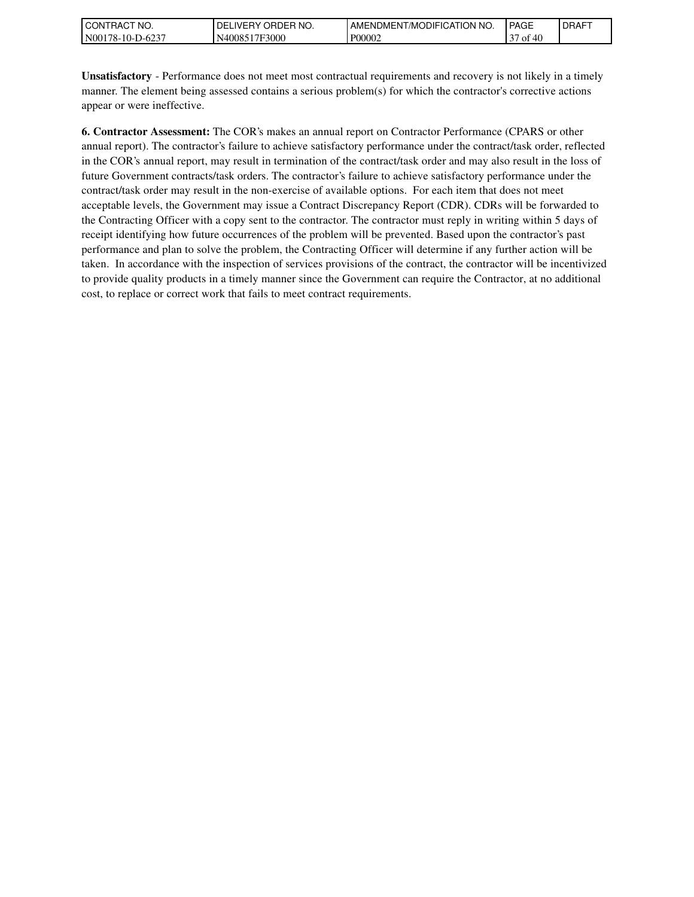**Unsatisfactory** - Performance does not meet most contractual requirements and recovery is not likely in a timely manner. The element being assessed contains a serious problem(s) for which the contractor's corrective actions appear or were ineffective.

**6. Contractor Assessment:** The COR's makes an annual report on Contractor Performance (CPARS or other annual report). The contractor's failure to achieve satisfactory performance under the contract/task order, reflected in the COR's annual report, may result in termination of the contract/task order and may also result in the loss of future Government contracts/task orders. The contractor's failure to achieve satisfactory performance under the contract/task order may result in the non-exercise of available options. For each item that does not meet acceptable levels, the Government may issue a Contract Discrepancy Report (CDR). CDRs will be forwarded to the Contracting Officer with a copy sent to the contractor. The contractor must reply in writing within 5 days of receipt identifying how future occurrences of the problem will be prevented. Based upon the contractor's past performance and plan to solve the problem, the Contracting Officer will determine if any further action will be taken. In accordance with the inspection of services provisions of the contract, the contractor will be incentivized to provide quality products in a timely manner since the Government can require the Contractor, at no additional cost, to replace or correct work that fails to meet contract requirements.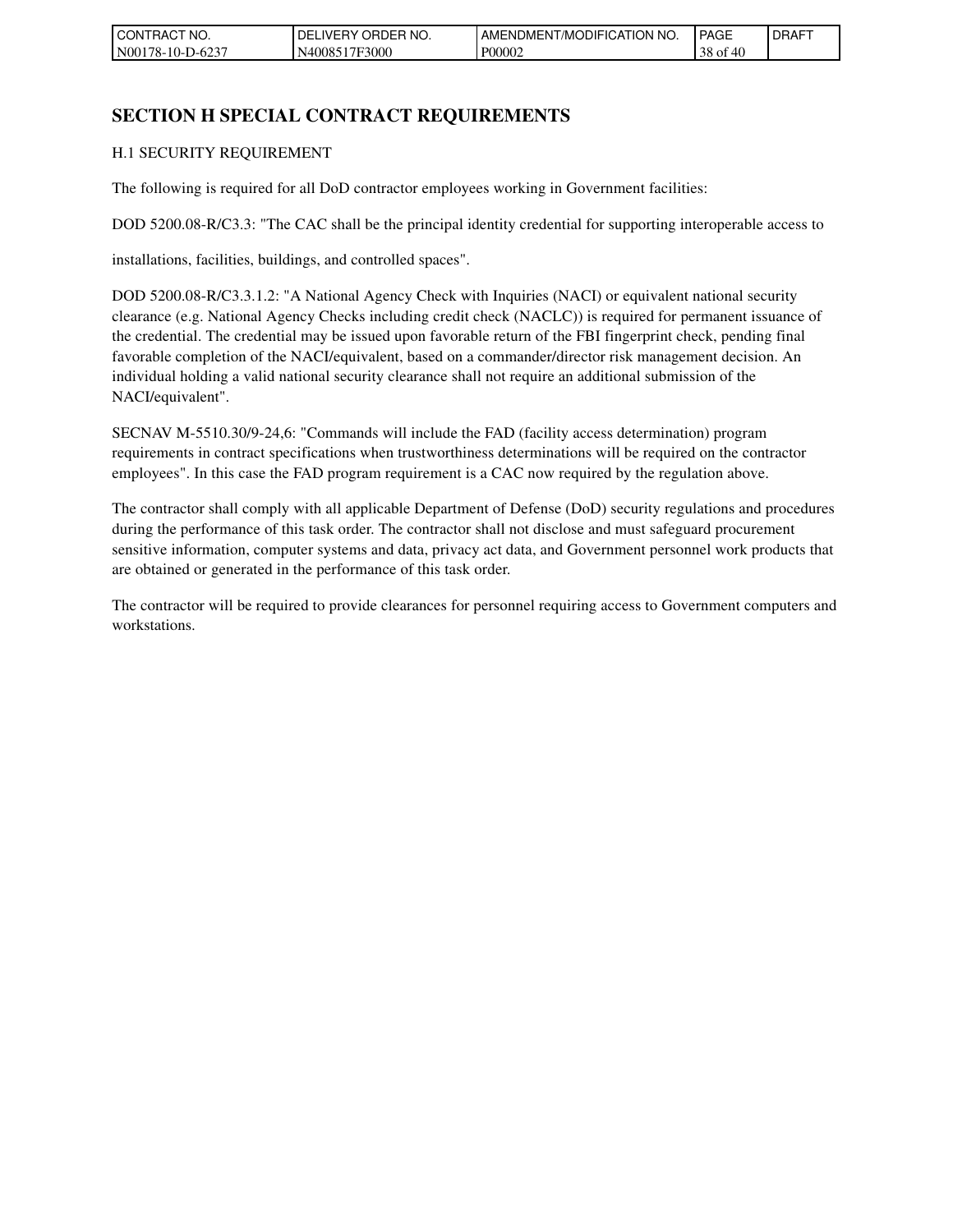# SECTION H SPECIAL CONTRACT REQUIREMENTS

H.1 SECURITY REQUIREMENT

The following is required for all DoD contractor employees working in Government facilities:

DOD 5200.08-R/C3.3: "The CAC shall be the principal identity credential for supporting interoperable access to

installations, facilities, buildings, and controlled spaces".

DOD 5200.08-R/C3.3.1.2: "A National Agency Check with Inquiries (NACI) or equivalent national security clearance (e.g. National Agency Checks including credit check (NACLC)) is required for permanent issuance of the credential. The credential may be issued upon favorable return of the FBI fingerprint check, pending final favorable completion of the NACI/equivalent, based on a commander/director risk management decision. An individual holding a valid national security clearance shall not require an additional submission of the NACI/equivalent".

SECNAV M-5510.30/9-24,6: "Commands will include the FAD (facility access determination) program requirements in contract specifications when trustworthiness determinations will be required on the contractor employees". In this case the FAD program requirement is a CAC now required by the regulation above.

The contractor shall comply with all applicable Department of Defense (DoD) security regulations and procedures during the performance of this task order. The contractor shall not disclose and must safeguard procurement sensitive information, computer systems and data, privacy act data, and Government personnel work products that are obtained or generated in the performance of this task order.

The contractor will be required to provide clearances for personnel requiring access to Government computers and workstations.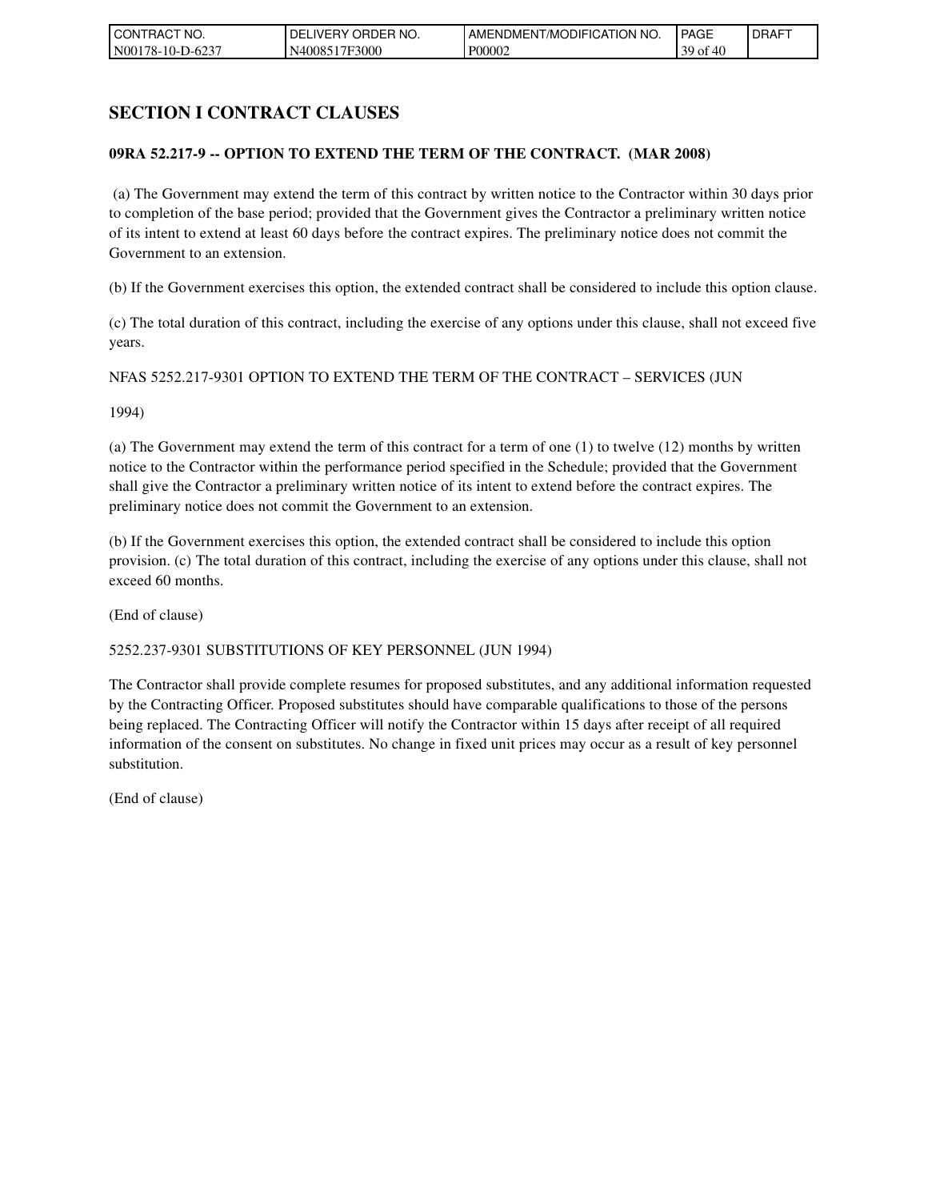# SECTION I CONTRACT CLAUSES

**09RA 52.217-9 -- OPTION TO EXTEND THE TERM OF THE CONTRACT. (MAR 2008)**

(a) The Government may extend the term of this contract by written notice to the Contractor within 30 days prior to completion of the base period; provided that the Government gives the Contractor a preliminary written notice of its intent to extend at least 60 days before the contract expires. The preliminary notice does not commit the Government to an extension.

(b) If the Government exercises this option, the extended contract shall be considered to include this option clause.

(c) The total duration of this contract, including the exercise of any options under this clause, shall not exceed five years.

NFAS 5252.217-9301 OPTION TO EXTEND THE TERM OF THE CONTRACT – SERVICES (JUN

1994)

(a) The Government may extend the term of this contract for a term of one (1) to twelve (12) months by written notice to the Contractor within the performance period specified in the Schedule; provided that the Government shall give the Contractor a preliminary written notice of its intent to extend before the contract expires. The preliminary notice does not commit the Government to an extension.

(b) If the Government exercises this option, the extended contract shall be considered to include this option provision. (c) The total duration of this contract, including the exercise of any options under this clause, shall not exceed 60 months.

(End of clause)

5252.237-9301 SUBSTITUTIONS OF KEY PERSONNEL (JUN 1994)

The Contractor shall provide complete resumes for proposed substitutes, and any additional information requested by the Contracting Officer. Proposed substitutes should have comparable qualifications to those of the persons being replaced. The Contracting Officer will notify the Contractor within 15 days after receipt of all required information of the consent on substitutes. No change in fixed unit prices may occur as a result of key personnel substitution.

(End of clause)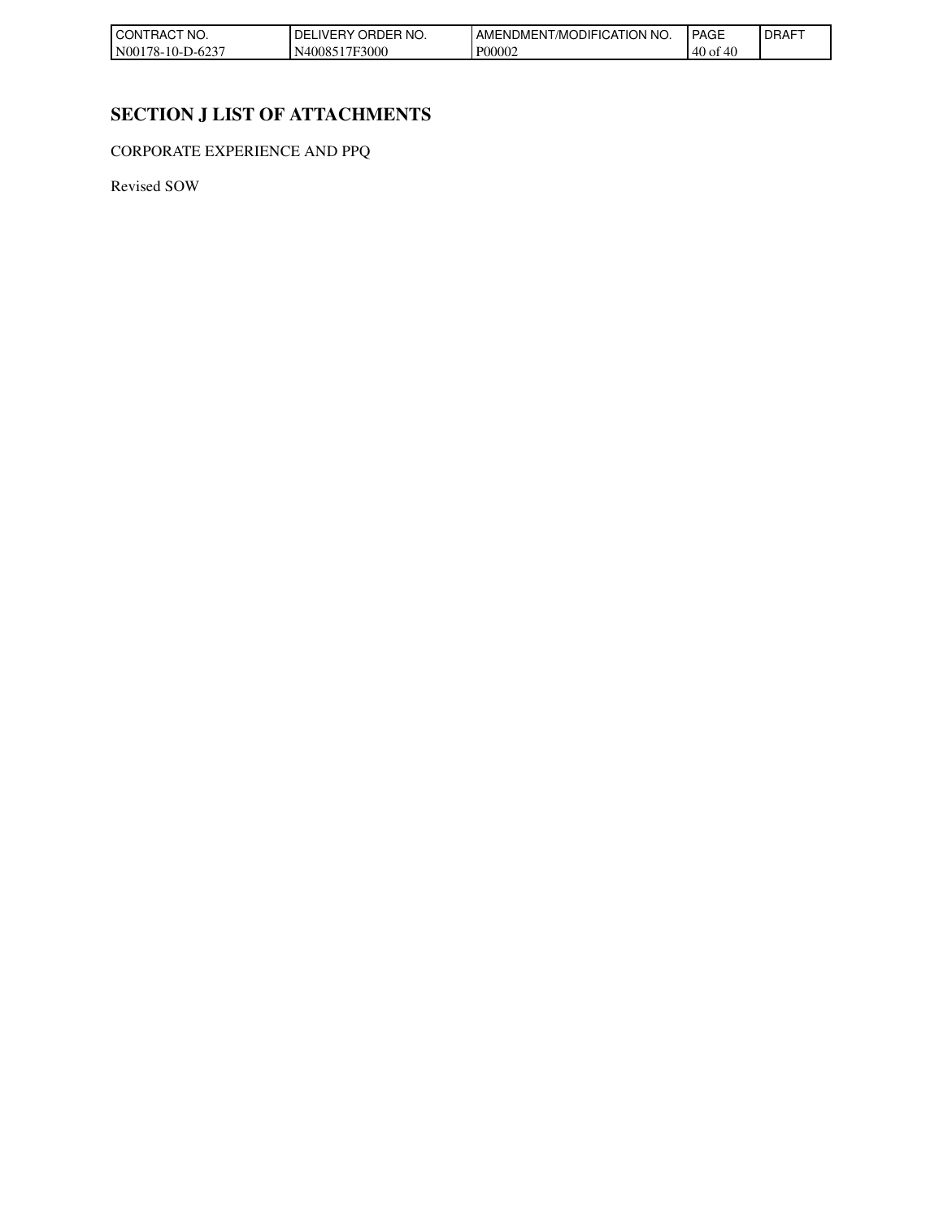## SECTION J LIST OF ATTACHMENTS

CORPORATE EXPERIENCE AND PPQ

Revised SOW